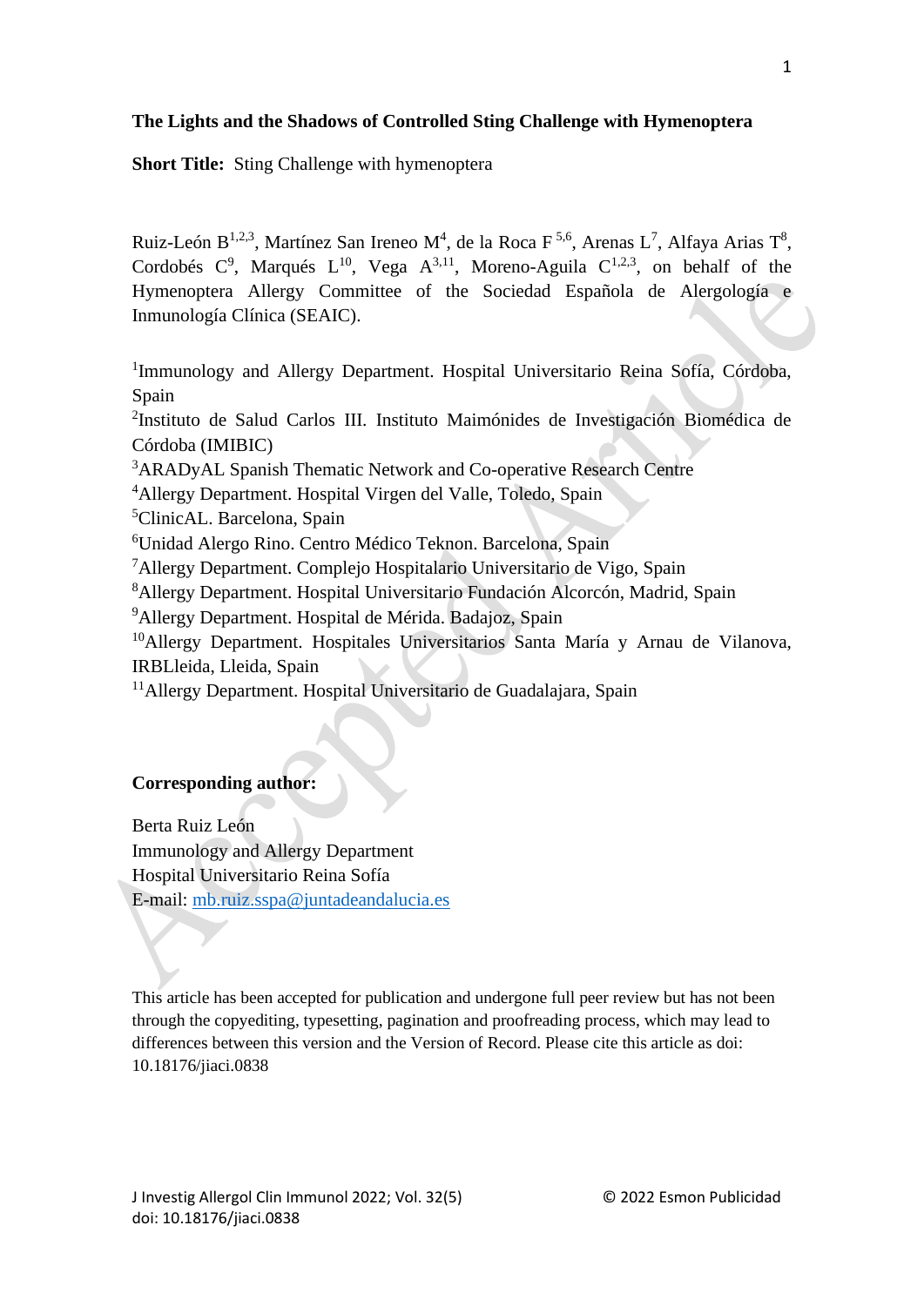**The Lights and the Shadows of Controlled Sting Challenge with Hymenoptera**

**Short Title:** Sting Challenge with hymenoptera

Ruiz-León B[1,2,3], Martínez San Ireneo M[4], de la Roca F[5,6], Arenas L[7], Alfaya Arias T[8], Cordobés C[9], Marqués L[10], Vega A[3,11], Moreno-Aguila C[1,2,3], on behalf of the Hymenoptera Allergy Committee of the Sociedad Española de Alergología e Inmunología Clínica (SEAIC).

[1]Immunology and Allergy Department. Hospital Universitario Reina Sofía, Córdoba, Spain
[2]Instituto de Salud Carlos III. Instituto Maimónides de Investigación Biomédica de Córdoba (IMIBIC)
[3]ARADyAL Spanish Thematic Network and Co-operative Research Centre
[4]Allergy Department. Hospital Virgen del Valle, Toledo, Spain
[5]ClinicAL. Barcelona, Spain
[6]Unidad Alergo Rino. Centro Médico Teknon. Barcelona, Spain
[7]Allergy Department. Complejo Hospitalario Universitario de Vigo, Spain
[8]Allergy Department. Hospital Universitario Fundación Alcorcón, Madrid, Spain
[9]Allergy Department. Hospital de Mérida. Badajoz, Spain
[10]Allergy Department. Hospitales Universitarios Santa María y Arnau de Vilanova, IRBLleida, Lleida, Spain
[11]Allergy Department. Hospital Universitario de Guadalajara, Spain

**Corresponding author:**

Berta Ruiz León
Immunology and Allergy Department
Hospital Universitario Reina Sofía
E-mail: mb.ruiz.sspa@juntadeandalucia.es

This article has been accepted for publication and undergone full peer review but has not been through the copyediting, typesetting, pagination and proofreading process, which may lead to differences between this version and the Version of Record. Please cite this article as doi: 10.18176/jiaci.0838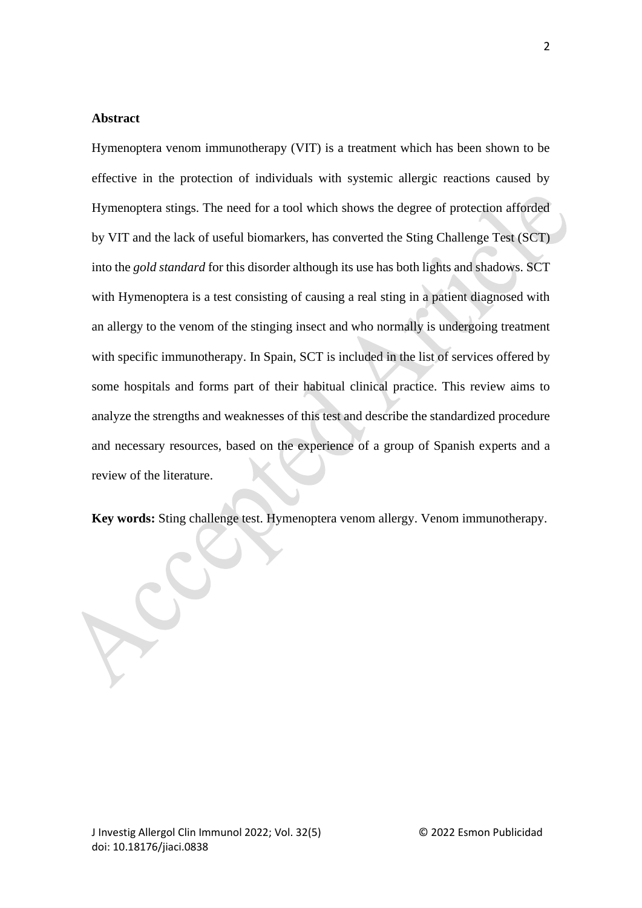## Abstract

Hymenoptera venom immunotherapy (VIT) is a treatment which has been shown to be effective in the protection of individuals with systemic allergic reactions caused by Hymenoptera stings. The need for a tool which shows the degree of protection afforded by VIT and the lack of useful biomarkers, has converted the Sting Challenge Test (SCT) into the *gold standard* for this disorder although its use has both lights and shadows. SCT with Hymenoptera is a test consisting of causing a real sting in a patient diagnosed with an allergy to the venom of the stinging insect and who normally is undergoing treatment with specific immunotherapy. In Spain, SCT is included in the list of services offered by some hospitals and forms part of their habitual clinical practice. This review aims to analyze the strengths and weaknesses of this test and describe the standardized procedure and necessary resources, based on the experience of a group of Spanish experts and a review of the literature.

**Key words:** Sting challenge test. Hymenoptera venom allergy. Venom immunotherapy.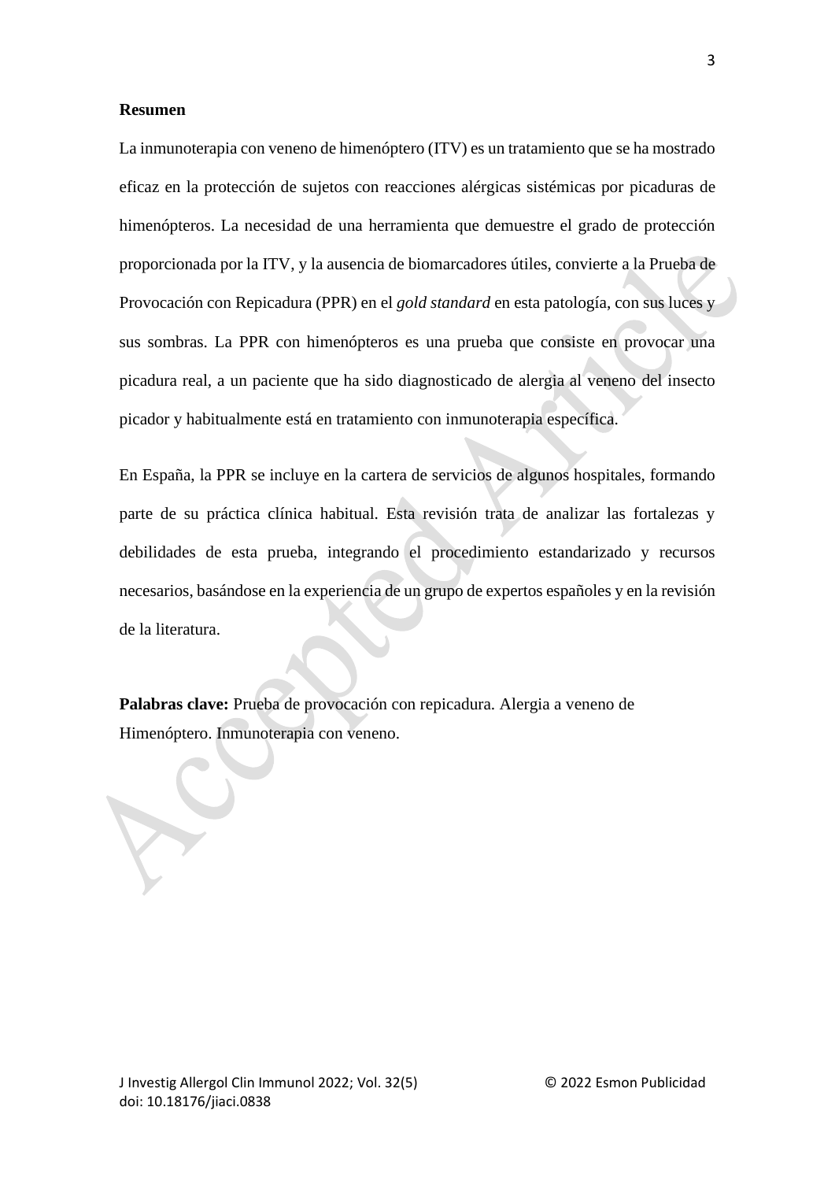**Resumen**

La inmunoterapia con veneno de himenóptero (ITV) es un tratamiento que se ha mostrado eficaz en la protección de sujetos con reacciones alérgicas sistémicas por picaduras de himenópteros. La necesidad de una herramienta que demuestre el grado de protección proporcionada por la ITV, y la ausencia de biomarcadores útiles, convierte a la Prueba de Provocación con Repicadura (PPR) en el *gold standard* en esta patología, con sus luces y sus sombras. La PPR con himenópteros es una prueba que consiste en provocar una picadura real, a un paciente que ha sido diagnosticado de alergia al veneno del insecto picador y habitualmente está en tratamiento con inmunoterapia específica.

En España, la PPR se incluye en la cartera de servicios de algunos hospitales, formando parte de su práctica clínica habitual. Esta revisión trata de analizar las fortalezas y debilidades de esta prueba, integrando el procedimiento estandarizado y recursos necesarios, basándose en la experiencia de un grupo de expertos españoles y en la revisión de la literatura.

**Palabras clave:** Prueba de provocación con repicadura. Alergia a veneno de Himenóptero. Inmunoterapia con veneno.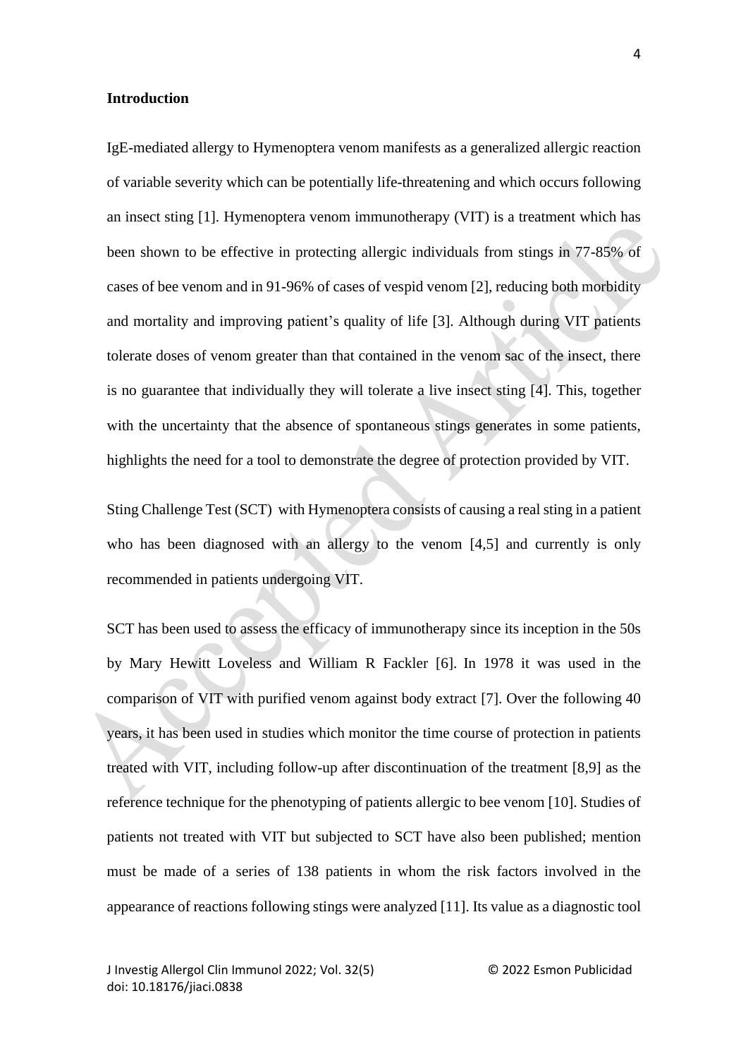**Introduction**

IgE-mediated allergy to Hymenoptera venom manifests as a generalized allergic reaction of variable severity which can be potentially life-threatening and which occurs following an insect sting [1]. Hymenoptera venom immunotherapy (VIT) is a treatment which has been shown to be effective in protecting allergic individuals from stings in 77-85% of cases of bee venom and in 91-96% of cases of vespid venom [2], reducing both morbidity and mortality and improving patient's quality of life [3]. Although during VIT patients tolerate doses of venom greater than that contained in the venom sac of the insect, there is no guarantee that individually they will tolerate a live insect sting [4]. This, together with the uncertainty that the absence of spontaneous stings generates in some patients, highlights the need for a tool to demonstrate the degree of protection provided by VIT.

Sting Challenge Test (SCT) with Hymenoptera consists of causing a real sting in a patient who has been diagnosed with an allergy to the venom [4,5] and currently is only recommended in patients undergoing VIT.

SCT has been used to assess the efficacy of immunotherapy since its inception in the 50s by Mary Hewitt Loveless and William R Fackler [6]. In 1978 it was used in the comparison of VIT with purified venom against body extract [7]. Over the following 40 years, it has been used in studies which monitor the time course of protection in patients treated with VIT, including follow-up after discontinuation of the treatment [8,9] as the reference technique for the phenotyping of patients allergic to bee venom [10]. Studies of patients not treated with VIT but subjected to SCT have also been published; mention must be made of a series of 138 patients in whom the risk factors involved in the appearance of reactions following stings were analyzed [11]. Its value as a diagnostic tool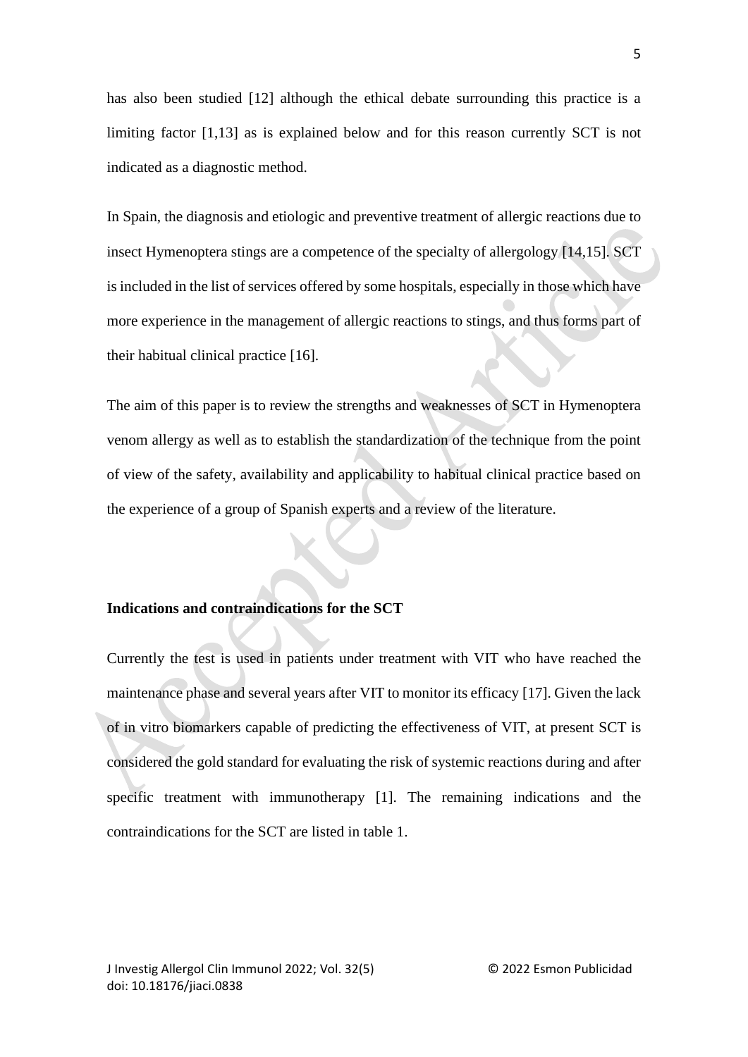has also been studied [12] although the ethical debate surrounding this practice is a limiting factor [1,13] as is explained below and for this reason currently SCT is not indicated as a diagnostic method.

In Spain, the diagnosis and etiologic and preventive treatment of allergic reactions due to insect Hymenoptera stings are a competence of the specialty of allergology [14,15]. SCT is included in the list of services offered by some hospitals, especially in those which have more experience in the management of allergic reactions to stings, and thus forms part of their habitual clinical practice [16].

The aim of this paper is to review the strengths and weaknesses of SCT in Hymenoptera venom allergy as well as to establish the standardization of the technique from the point of view of the safety, availability and applicability to habitual clinical practice based on the experience of a group of Spanish experts and a review of the literature.

**Indications and contraindications for the SCT**

Currently the test is used in patients under treatment with VIT who have reached the maintenance phase and several years after VIT to monitor its efficacy [17]. Given the lack of in vitro biomarkers capable of predicting the effectiveness of VIT, at present SCT is considered the gold standard for evaluating the risk of systemic reactions during and after specific treatment with immunotherapy [1]. The remaining indications and the contraindications for the SCT are listed in table 1.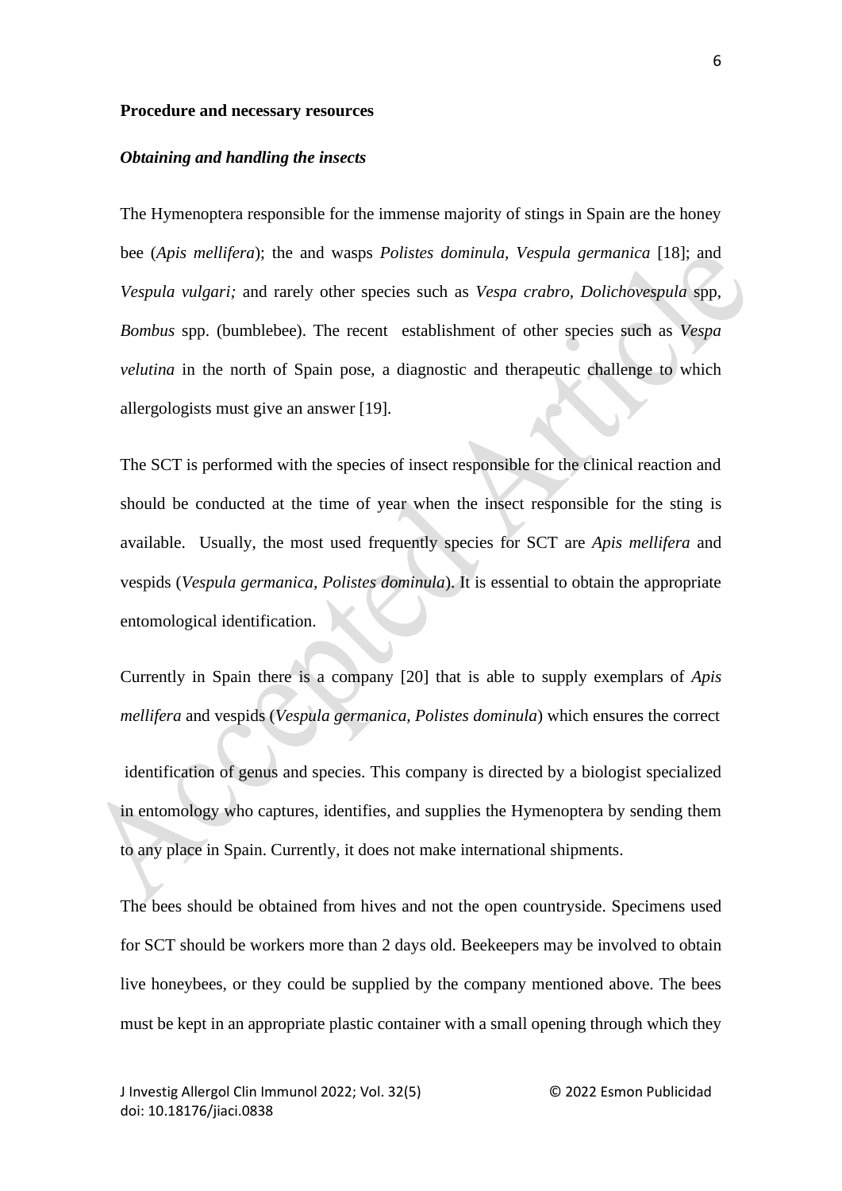**Procedure and necessary resources**

***Obtaining and handling the insects***

The Hymenoptera responsible for the immense majority of stings in Spain are the honey bee (*Apis mellifera*); the and wasps *Polistes dominula*, *Vespula germanica* [18]; and *Vespula vulgari;* and rarely other species such as *Vespa crabro*, *Dolichovespula* spp, *Bombus* spp. (bumblebee). The recent establishment of other species such as *Vespa velutina* in the north of Spain pose, a diagnostic and therapeutic challenge to which allergologists must give an answer [19].

The SCT is performed with the species of insect responsible for the clinical reaction and should be conducted at the time of year when the insect responsible for the sting is available. Usually, the most used frequently species for SCT are *Apis mellifera* and vespids (*Vespula germanica*, *Polistes dominula*). It is essential to obtain the appropriate entomological identification.

Currently in Spain there is a company [20] that is able to supply exemplars of *Apis mellifera* and vespids (*Vespula germanica, Polistes dominula*) which ensures the correct identification of genus and species. This company is directed by a biologist specialized in entomology who captures, identifies, and supplies the Hymenoptera by sending them to any place in Spain. Currently, it does not make international shipments.

The bees should be obtained from hives and not the open countryside. Specimens used for SCT should be workers more than 2 days old. Beekeepers may be involved to obtain live honeybees, or they could be supplied by the company mentioned above. The bees must be kept in an appropriate plastic container with a small opening through which they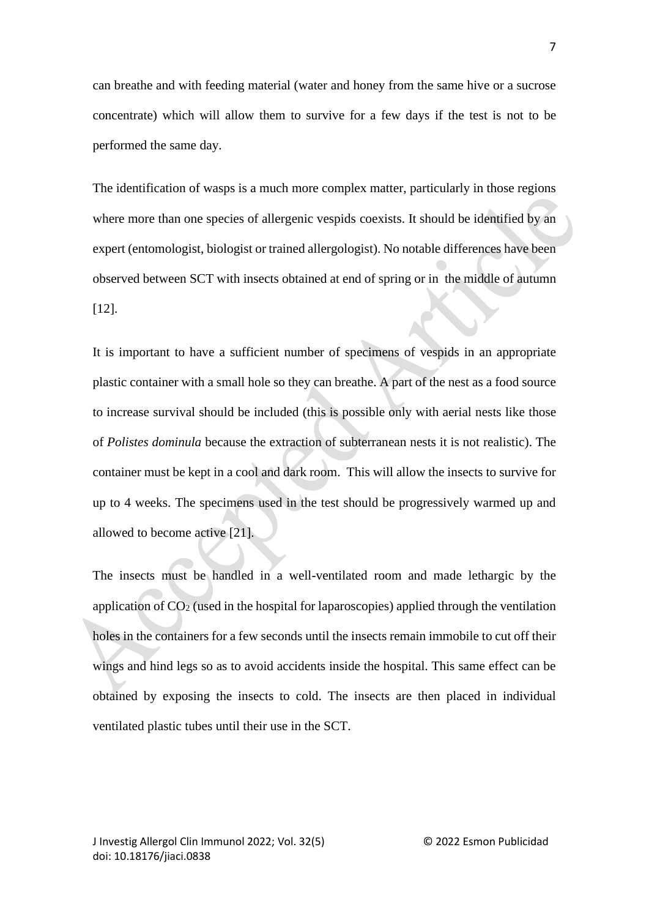can breathe and with feeding material (water and honey from the same hive or a sucrose concentrate) which will allow them to survive for a few days if the test is not to be performed the same day.

The identification of wasps is a much more complex matter, particularly in those regions where more than one species of allergenic vespids coexists. It should be identified by an expert (entomologist, biologist or trained allergologist). No notable differences have been observed between SCT with insects obtained at end of spring or in the middle of autumn [12].

It is important to have a sufficient number of specimens of vespids in an appropriate plastic container with a small hole so they can breathe. A part of the nest as a food source to increase survival should be included (this is possible only with aerial nests like those of *Polistes dominula* because the extraction of subterranean nests it is not realistic). The container must be kept in a cool and dark room. This will allow the insects to survive for up to 4 weeks. The specimens used in the test should be progressively warmed up and allowed to become active [21].

The insects must be handled in a well-ventilated room and made lethargic by the application of $CO_2$ (used in the hospital for laparoscopies) applied through the ventilation holes in the containers for a few seconds until the insects remain immobile to cut off their wings and hind legs so as to avoid accidents inside the hospital. This same effect can be obtained by exposing the insects to cold. The insects are then placed in individual ventilated plastic tubes until their use in the SCT.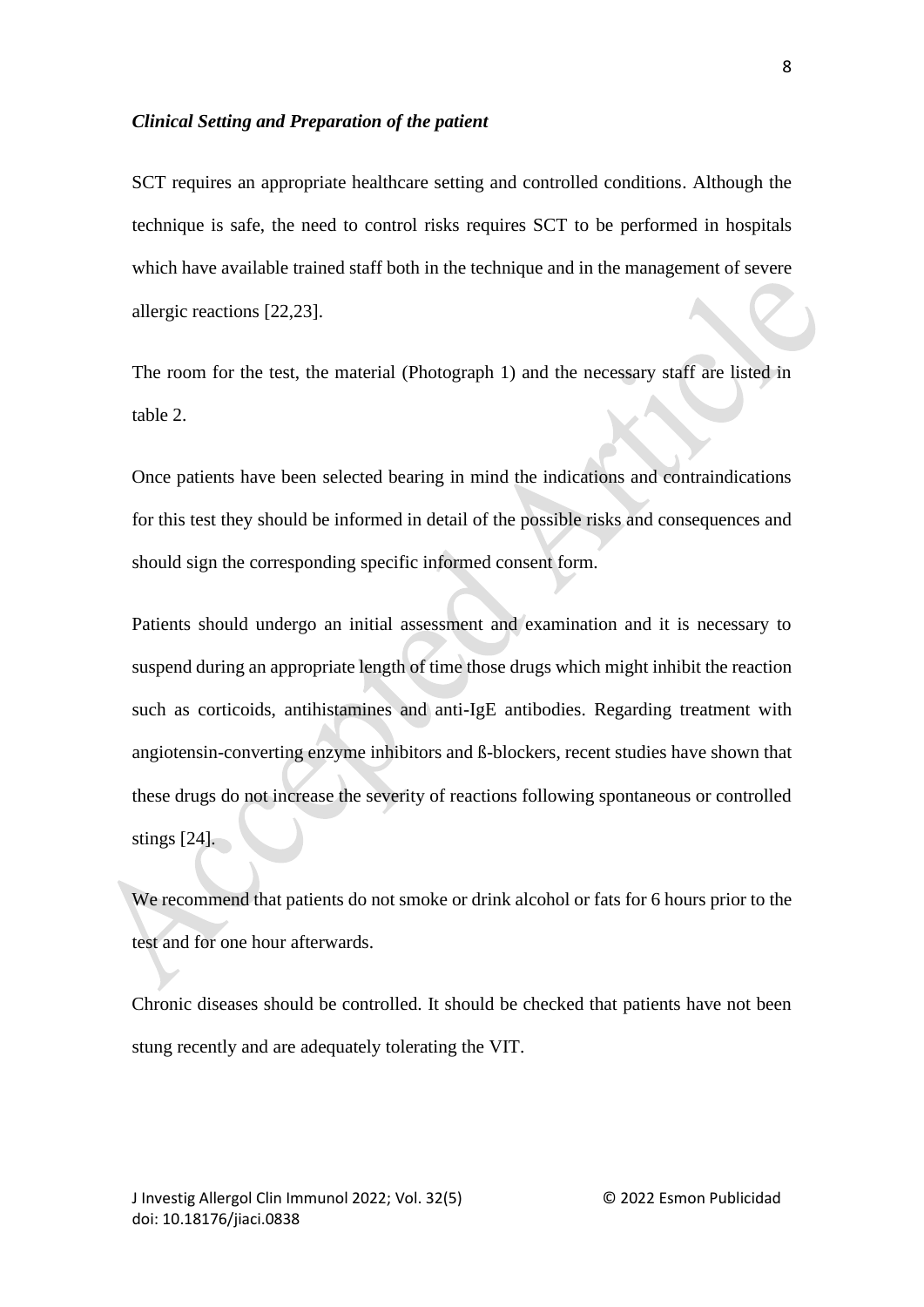### *Clinical Setting and Preparation of the patient*

SCT requires an appropriate healthcare setting and controlled conditions. Although the technique is safe, the need to control risks requires SCT to be performed in hospitals which have available trained staff both in the technique and in the management of severe allergic reactions [22,23].

The room for the test, the material (Photograph 1) and the necessary staff are listed in table 2.

Once patients have been selected bearing in mind the indications and contraindications for this test they should be informed in detail of the possible risks and consequences and should sign the corresponding specific informed consent form.

Patients should undergo an initial assessment and examination and it is necessary to suspend during an appropriate length of time those drugs which might inhibit the reaction such as corticoids, antihistamines and anti-IgE antibodies. Regarding treatment with angiotensin-converting enzyme inhibitors and ß-blockers, recent studies have shown that these drugs do not increase the severity of reactions following spontaneous or controlled stings [24].

We recommend that patients do not smoke or drink alcohol or fats for 6 hours prior to the test and for one hour afterwards.

Chronic diseases should be controlled. It should be checked that patients have not been stung recently and are adequately tolerating the VIT.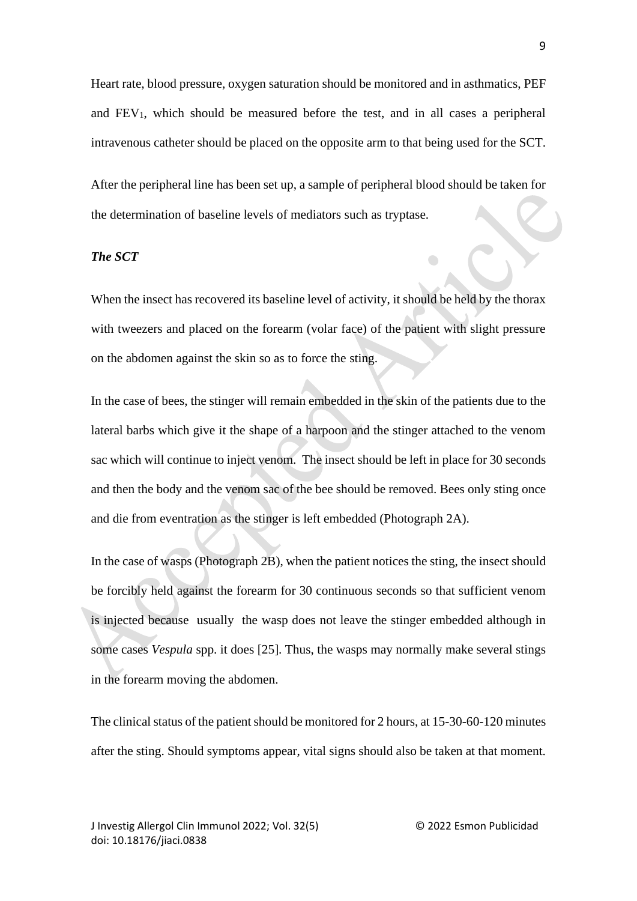Heart rate, blood pressure, oxygen saturation should be monitored and in asthmatics, PEF and $FEV_1$, which should be measured before the test, and in all cases a peripheral intravenous catheter should be placed on the opposite arm to that being used for the SCT.

After the peripheral line has been set up, a sample of peripheral blood should be taken for the determination of baseline levels of mediators such as tryptase.

***The SCT***

When the insect has recovered its baseline level of activity, it should be held by the thorax with tweezers and placed on the forearm (volar face) of the patient with slight pressure on the abdomen against the skin so as to force the sting.

In the case of bees, the stinger will remain embedded in the skin of the patients due to the lateral barbs which give it the shape of a harpoon and the stinger attached to the venom sac which will continue to inject venom. The insect should be left in place for 30 seconds and then the body and the venom sac of the bee should be removed. Bees only sting once and die from eventration as the stinger is left embedded (Photograph 2A).

In the case of wasps (Photograph 2B), when the patient notices the sting, the insect should be forcibly held against the forearm for 30 continuous seconds so that sufficient venom is injected because usually the wasp does not leave the stinger embedded although in some cases *Vespula* spp. it does [25]. Thus, the wasps may normally make several stings in the forearm moving the abdomen.

The clinical status of the patient should be monitored for 2 hours, at 15-30-60-120 minutes after the sting. Should symptoms appear, vital signs should also be taken at that moment.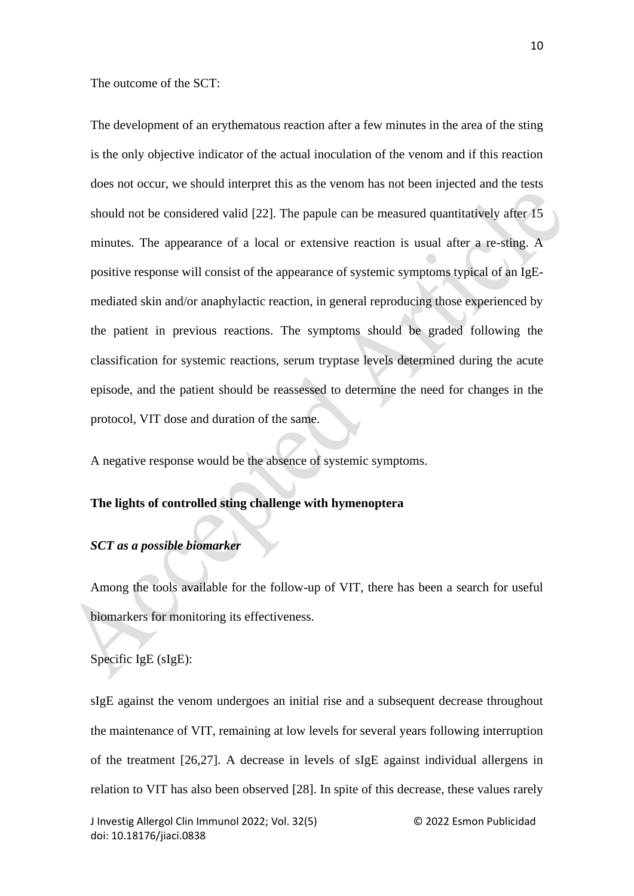The outcome of the SCT:

The development of an erythematous reaction after a few minutes in the area of the sting is the only objective indicator of the actual inoculation of the venom and if this reaction does not occur, we should interpret this as the venom has not been injected and the tests should not be considered valid [22]. The papule can be measured quantitatively after 15 minutes. The appearance of a local or extensive reaction is usual after a re-sting. A positive response will consist of the appearance of systemic symptoms typical of an IgE-mediated skin and/or anaphylactic reaction, in general reproducing those experienced by the patient in previous reactions. The symptoms should be graded following the classification for systemic reactions, serum tryptase levels determined during the acute episode, and the patient should be reassessed to determine the need for changes in the protocol, VIT dose and duration of the same.

A negative response would be the absence of systemic symptoms.

**The lights of controlled sting challenge with hymenoptera**

***SCT as a possible biomarker***

Among the tools available for the follow-up of VIT, there has been a search for useful biomarkers for monitoring its effectiveness.

Specific IgE (sIgE):

sIgE against the venom undergoes an initial rise and a subsequent decrease throughout the maintenance of VIT, remaining at low levels for several years following interruption of the treatment [26,27]. A decrease in levels of sIgE against individual allergens in relation to VIT has also been observed [28]. In spite of this decrease, these values rarely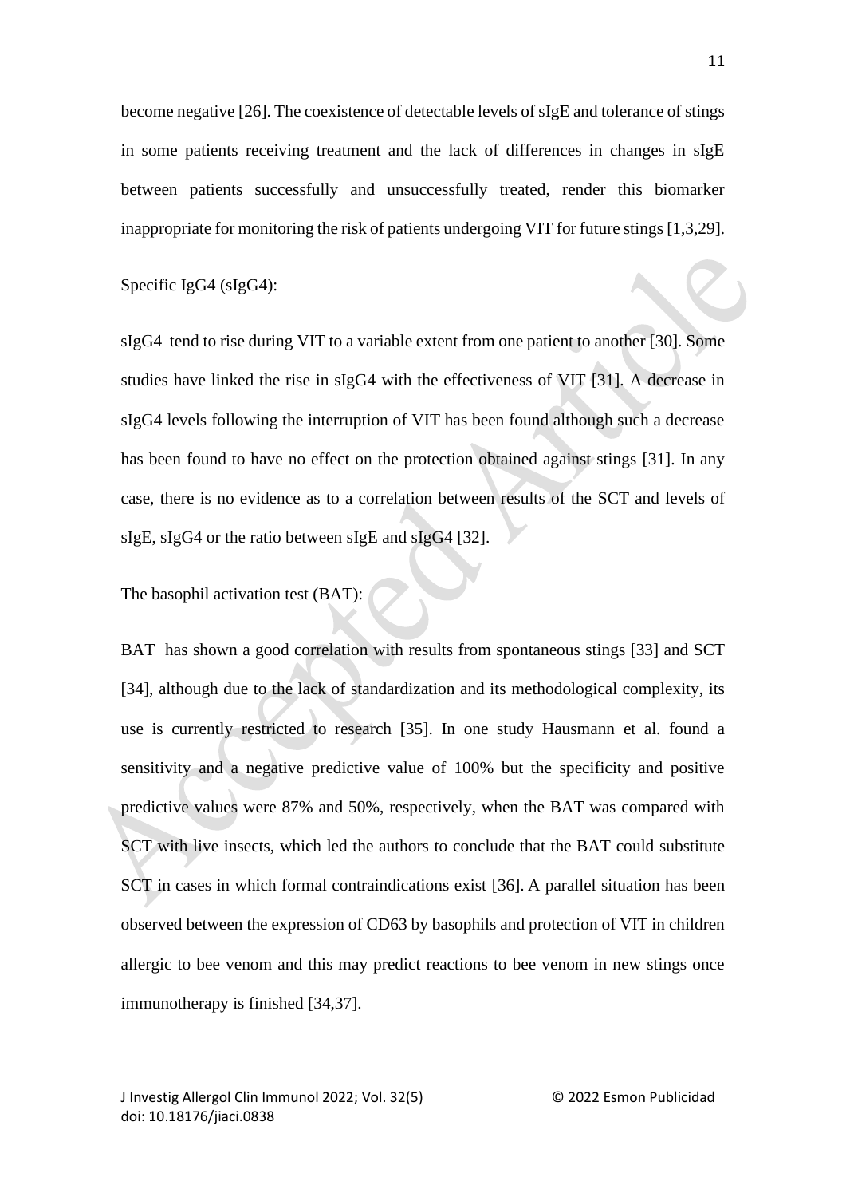become negative [26]. The coexistence of detectable levels of sIgE and tolerance of stings in some patients receiving treatment and the lack of differences in changes in sIgE between patients successfully and unsuccessfully treated, render this biomarker inappropriate for monitoring the risk of patients undergoing VIT for future stings [1,3,29].

Specific IgG4 (sIgG4):

sIgG4 tend to rise during VIT to a variable extent from one patient to another [30]. Some studies have linked the rise in sIgG4 with the effectiveness of VIT [31]. A decrease in sIgG4 levels following the interruption of VIT has been found although such a decrease has been found to have no effect on the protection obtained against stings [31]. In any case, there is no evidence as to a correlation between results of the SCT and levels of sIgE, sIgG4 or the ratio between sIgE and sIgG4 [32].

The basophil activation test (BAT):

BAT has shown a good correlation with results from spontaneous stings [33] and SCT [34], although due to the lack of standardization and its methodological complexity, its use is currently restricted to research [35]. In one study Hausmann et al. found a sensitivity and a negative predictive value of 100% but the specificity and positive predictive values were 87% and 50%, respectively, when the BAT was compared with SCT with live insects, which led the authors to conclude that the BAT could substitute SCT in cases in which formal contraindications exist [36]. A parallel situation has been observed between the expression of CD63 by basophils and protection of VIT in children allergic to bee venom and this may predict reactions to bee venom in new stings once immunotherapy is finished [34,37].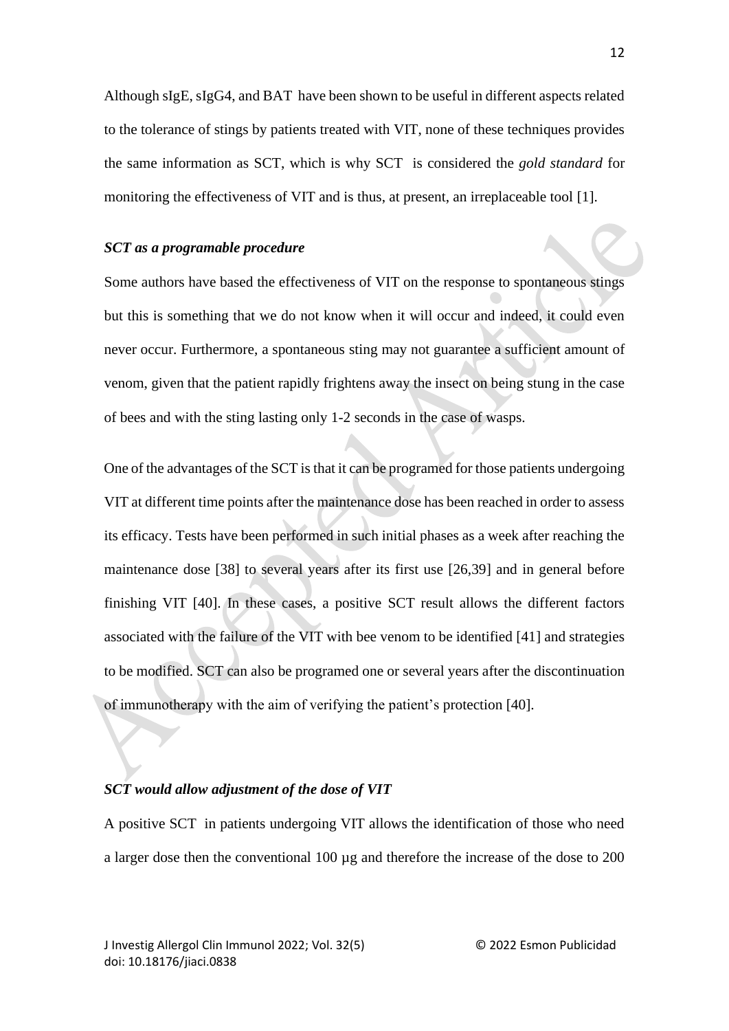Although sIgE, sIgG4, and BAT have been shown to be useful in different aspects related to the tolerance of stings by patients treated with VIT, none of these techniques provides the same information as SCT, which is why SCT is considered the *gold standard* for monitoring the effectiveness of VIT and is thus, at present, an irreplaceable tool [1].

### *SCT as a programable procedure*

Some authors have based the effectiveness of VIT on the response to spontaneous stings but this is something that we do not know when it will occur and indeed, it could even never occur. Furthermore, a spontaneous sting may not guarantee a sufficient amount of venom, given that the patient rapidly frightens away the insect on being stung in the case of bees and with the sting lasting only 1-2 seconds in the case of wasps.

One of the advantages of the SCT is that it can be programed for those patients undergoing VIT at different time points after the maintenance dose has been reached in order to assess its efficacy. Tests have been performed in such initial phases as a week after reaching the maintenance dose [38] to several years after its first use [26,39] and in general before finishing VIT [40]. In these cases, a positive SCT result allows the different factors associated with the failure of the VIT with bee venom to be identified [41] and strategies to be modified. SCT can also be programed one or several years after the discontinuation of immunotherapy with the aim of verifying the patient's protection [40].

### *SCT would allow adjustment of the dose of VIT*

A positive SCT in patients undergoing VIT allows the identification of those who need a larger dose then the conventional 100 µg and therefore the increase of the dose to 200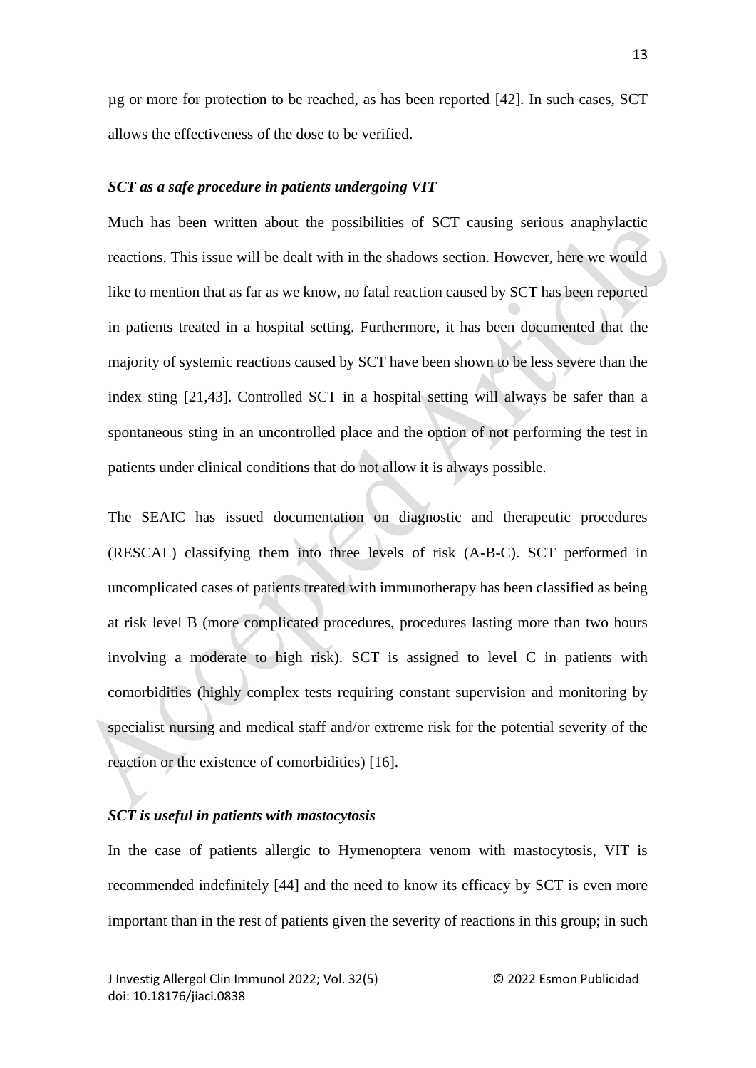µg or more for protection to be reached, as has been reported [42]. In such cases, SCT allows the effectiveness of the dose to be verified.

***SCT as a safe procedure in patients undergoing VIT***

Much has been written about the possibilities of SCT causing serious anaphylactic reactions. This issue will be dealt with in the shadows section. However, here we would like to mention that as far as we know, no fatal reaction caused by SCT has been reported in patients treated in a hospital setting. Furthermore, it has been documented that the majority of systemic reactions caused by SCT have been shown to be less severe than the index sting [21,43]. Controlled SCT in a hospital setting will always be safer than a spontaneous sting in an uncontrolled place and the option of not performing the test in patients under clinical conditions that do not allow it is always possible.

The SEAIC has issued documentation on diagnostic and therapeutic procedures (RESCAL) classifying them into three levels of risk (A-B-C). SCT performed in uncomplicated cases of patients treated with immunotherapy has been classified as being at risk level B (more complicated procedures, procedures lasting more than two hours involving a moderate to high risk). SCT is assigned to level C in patients with comorbidities (highly complex tests requiring constant supervision and monitoring by specialist nursing and medical staff and/or extreme risk for the potential severity of the reaction or the existence of comorbidities) [16].

***SCT is useful in patients with mastocytosis***

In the case of patients allergic to Hymenoptera venom with mastocytosis, VIT is recommended indefinitely [44] and the need to know its efficacy by SCT is even more important than in the rest of patients given the severity of reactions in this group; in such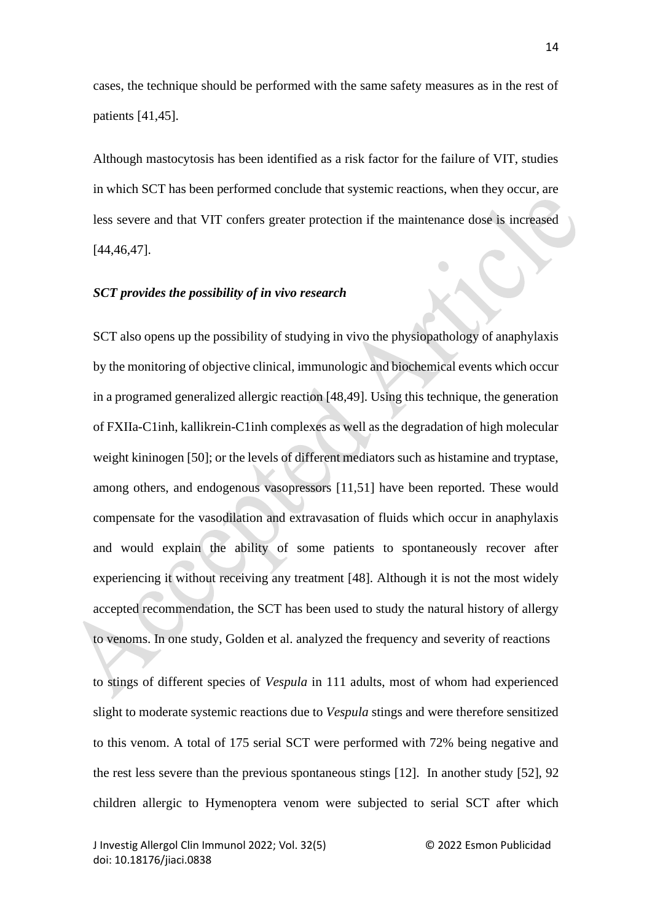cases, the technique should be performed with the same safety measures as in the rest of patients [41,45].

Although mastocytosis has been identified as a risk factor for the failure of VIT, studies in which SCT has been performed conclude that systemic reactions, when they occur, are less severe and that VIT confers greater protection if the maintenance dose is increased [44,46,47].

### *SCT provides the possibility of in vivo research*

SCT also opens up the possibility of studying in vivo the physiopathology of anaphylaxis by the monitoring of objective clinical, immunologic and biochemical events which occur in a programed generalized allergic reaction [48,49]. Using this technique, the generation of FXIIa-C1inh, kallikrein-C1inh complexes as well as the degradation of high molecular weight kininogen [50]; or the levels of different mediators such as histamine and tryptase, among others, and endogenous vasopressors [11,51] have been reported. These would compensate for the vasodilation and extravasation of fluids which occur in anaphylaxis and would explain the ability of some patients to spontaneously recover after experiencing it without receiving any treatment [48]. Although it is not the most widely accepted recommendation, the SCT has been used to study the natural history of allergy to venoms. In one study, Golden et al. analyzed the frequency and severity of reactions to stings of different species of *Vespula* in 111 adults, most of whom had experienced slight to moderate systemic reactions due to *Vespula* stings and were therefore sensitized to this venom. A total of 175 serial SCT were performed with 72% being negative and the rest less severe than the previous spontaneous stings [12]. In another study [52], 92 children allergic to Hymenoptera venom were subjected to serial SCT after which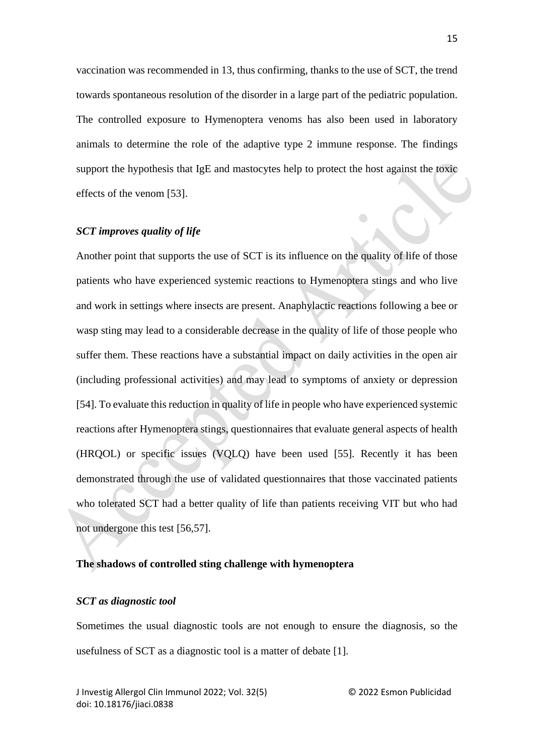vaccination was recommended in 13, thus confirming, thanks to the use of SCT, the trend towards spontaneous resolution of the disorder in a large part of the pediatric population. The controlled exposure to Hymenoptera venoms has also been used in laboratory animals to determine the role of the adaptive type 2 immune response. The findings support the hypothesis that IgE and mastocytes help to protect the host against the toxic effects of the venom [53].

### *SCT improves quality of life*

Another point that supports the use of SCT is its influence on the quality of life of those patients who have experienced systemic reactions to Hymenoptera stings and who live and work in settings where insects are present. Anaphylactic reactions following a bee or wasp sting may lead to a considerable decrease in the quality of life of those people who suffer them. These reactions have a substantial impact on daily activities in the open air (including professional activities) and may lead to symptoms of anxiety or depression [54]. To evaluate this reduction in quality of life in people who have experienced systemic reactions after Hymenoptera stings, questionnaires that evaluate general aspects of health (HRQOL) or specific issues (VQLQ) have been used [55]. Recently it has been demonstrated through the use of validated questionnaires that those vaccinated patients who tolerated SCT had a better quality of life than patients receiving VIT but who had not undergone this test [56,57].

## **The shadows of controlled sting challenge with hymenoptera**

### *SCT as diagnostic tool*

Sometimes the usual diagnostic tools are not enough to ensure the diagnosis, so the usefulness of SCT as a diagnostic tool is a matter of debate [1].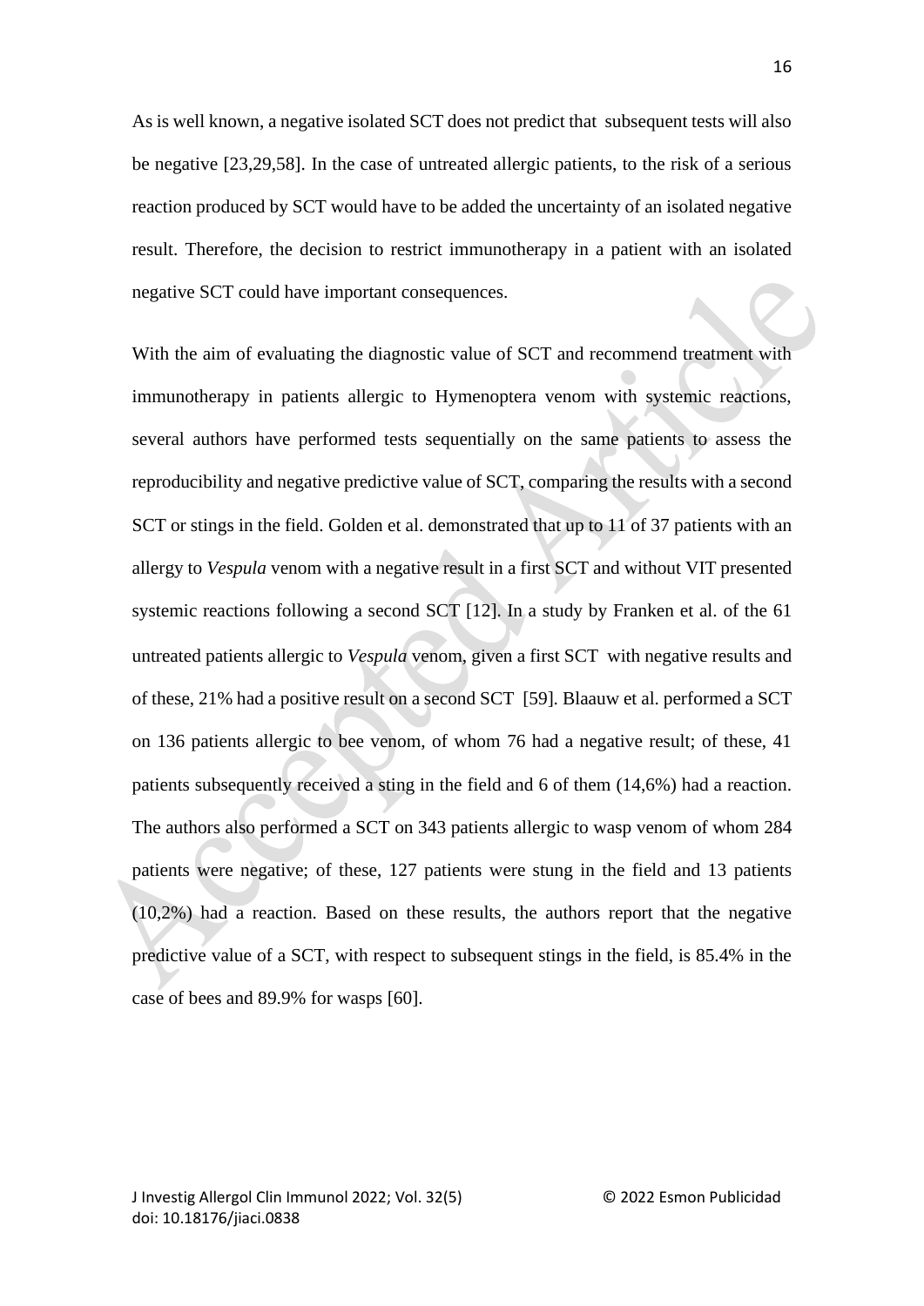As is well known, a negative isolated SCT does not predict that subsequent tests will also be negative [23,29,58]. In the case of untreated allergic patients, to the risk of a serious reaction produced by SCT would have to be added the uncertainty of an isolated negative result. Therefore, the decision to restrict immunotherapy in a patient with an isolated negative SCT could have important consequences.

With the aim of evaluating the diagnostic value of SCT and recommend treatment with immunotherapy in patients allergic to Hymenoptera venom with systemic reactions, several authors have performed tests sequentially on the same patients to assess the reproducibility and negative predictive value of SCT, comparing the results with a second SCT or stings in the field. Golden et al. demonstrated that up to 11 of 37 patients with an allergy to *Vespula* venom with a negative result in a first SCT and without VIT presented systemic reactions following a second SCT [12]. In a study by Franken et al. of the 61 untreated patients allergic to *Vespula* venom, given a first SCT with negative results and of these, 21% had a positive result on a second SCT [59]. Blaauw et al. performed a SCT on 136 patients allergic to bee venom, of whom 76 had a negative result; of these, 41 patients subsequently received a sting in the field and 6 of them (14,6%) had a reaction. The authors also performed a SCT on 343 patients allergic to wasp venom of whom 284 patients were negative; of these, 127 patients were stung in the field and 13 patients (10,2%) had a reaction. Based on these results, the authors report that the negative predictive value of a SCT, with respect to subsequent stings in the field, is 85.4% in the case of bees and 89.9% for wasps [60].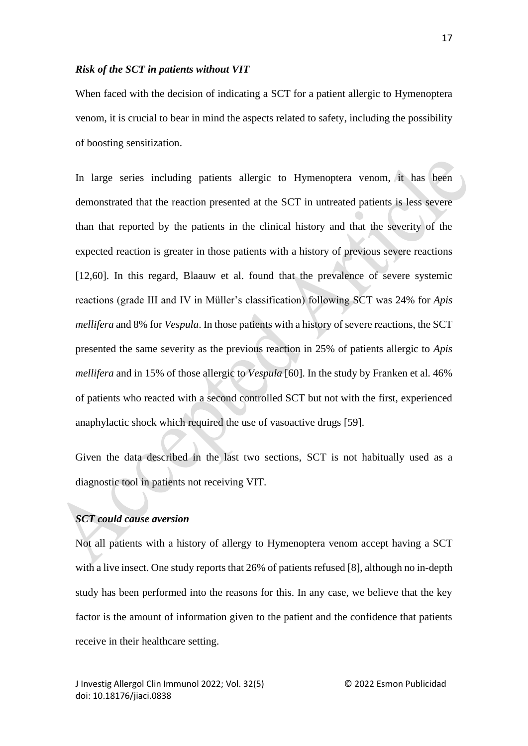### *Risk of the SCT in patients without VIT*

When faced with the decision of indicating a SCT for a patient allergic to Hymenoptera venom, it is crucial to bear in mind the aspects related to safety, including the possibility of boosting sensitization.

In large series including patients allergic to Hymenoptera venom, it has been demonstrated that the reaction presented at the SCT in untreated patients is less severe than that reported by the patients in the clinical history and that the severity of the expected reaction is greater in those patients with a history of previous severe reactions [12,60]. In this regard, Blaauw et al. found that the prevalence of severe systemic reactions (grade III and IV in Müller's classification) following SCT was 24% for *Apis mellifera* and 8% for *Vespula*. In those patients with a history of severe reactions, the SCT presented the same severity as the previous reaction in 25% of patients allergic to *Apis mellifera* and in 15% of those allergic to *Vespula* [60]. In the study by Franken et al. 46% of patients who reacted with a second controlled SCT but not with the first, experienced anaphylactic shock which required the use of vasoactive drugs [59].

Given the data described in the last two sections, SCT is not habitually used as a diagnostic tool in patients not receiving VIT.

### *SCT could cause aversion*

Not all patients with a history of allergy to Hymenoptera venom accept having a SCT with a live insect. One study reports that 26% of patients refused [8], although no in-depth study has been performed into the reasons for this. In any case, we believe that the key factor is the amount of information given to the patient and the confidence that patients receive in their healthcare setting.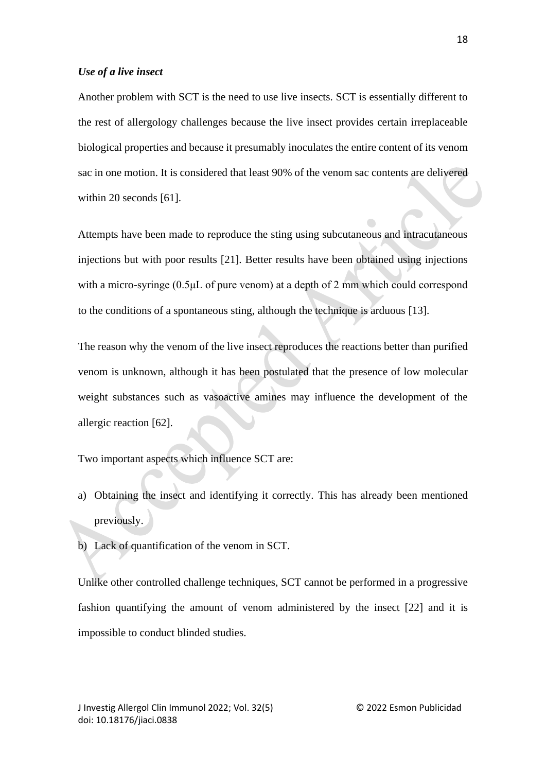***Use of a live insect***

Another problem with SCT is the need to use live insects. SCT is essentially different to the rest of allergology challenges because the live insect provides certain irreplaceable biological properties and because it presumably inoculates the entire content of its venom sac in one motion. It is considered that least 90% of the venom sac contents are delivered within 20 seconds [61].

Attempts have been made to reproduce the sting using subcutaneous and intracutaneous injections but with poor results [21]. Better results have been obtained using injections with a micro-syringe (0.5μL of pure venom) at a depth of 2 mm which could correspond to the conditions of a spontaneous sting, although the technique is arduous [13].

The reason why the venom of the live insect reproduces the reactions better than purified venom is unknown, although it has been postulated that the presence of low molecular weight substances such as vasoactive amines may influence the development of the allergic reaction [62].

Two important aspects which influence SCT are:

a) Obtaining the insect and identifying it correctly. This has already been mentioned previously.
b) Lack of quantification of the venom in SCT.

Unlike other controlled challenge techniques, SCT cannot be performed in a progressive fashion quantifying the amount of venom administered by the insect [22] and it is impossible to conduct blinded studies.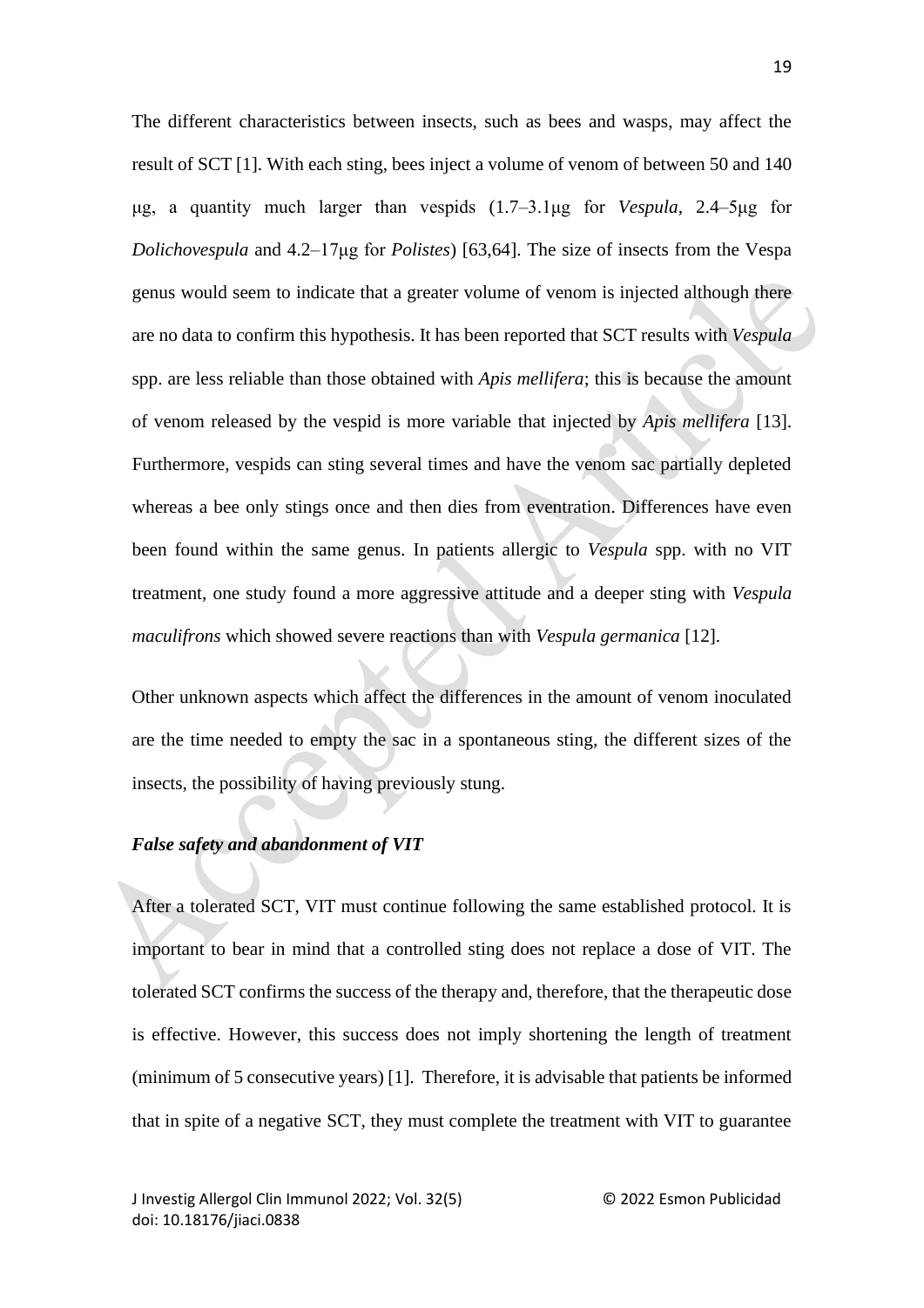The different characteristics between insects, such as bees and wasps, may affect the result of SCT [1]. With each sting, bees inject a volume of venom of between 50 and 140 μg, a quantity much larger than vespids (1.7–3.1μg for *Vespula,* 2.4–5μg for *Dolichovespula* and 4.2–17μg for *Polistes*) [63,64]. The size of insects from the Vespa genus would seem to indicate that a greater volume of venom is injected although there are no data to confirm this hypothesis. It has been reported that SCT results with *Vespula* spp. are less reliable than those obtained with *Apis mellifera*; this is because the amount of venom released by the vespid is more variable that injected by *Apis mellifera* [13]. Furthermore, vespids can sting several times and have the venom sac partially depleted whereas a bee only stings once and then dies from eventration. Differences have even been found within the same genus. In patients allergic to *Vespula* spp. with no VIT treatment, one study found a more aggressive attitude and a deeper sting with *Vespula maculifrons* which showed severe reactions than with *Vespula germanica* [12].

Other unknown aspects which affect the differences in the amount of venom inoculated are the time needed to empty the sac in a spontaneous sting, the different sizes of the insects, the possibility of having previously stung.

***False safety and abandonment of VIT***

After a tolerated SCT, VIT must continue following the same established protocol. It is important to bear in mind that a controlled sting does not replace a dose of VIT. The tolerated SCT confirms the success of the therapy and, therefore, that the therapeutic dose is effective. However, this success does not imply shortening the length of treatment (minimum of 5 consecutive years) [1]. Therefore, it is advisable that patients be informed that in spite of a negative SCT, they must complete the treatment with VIT to guarantee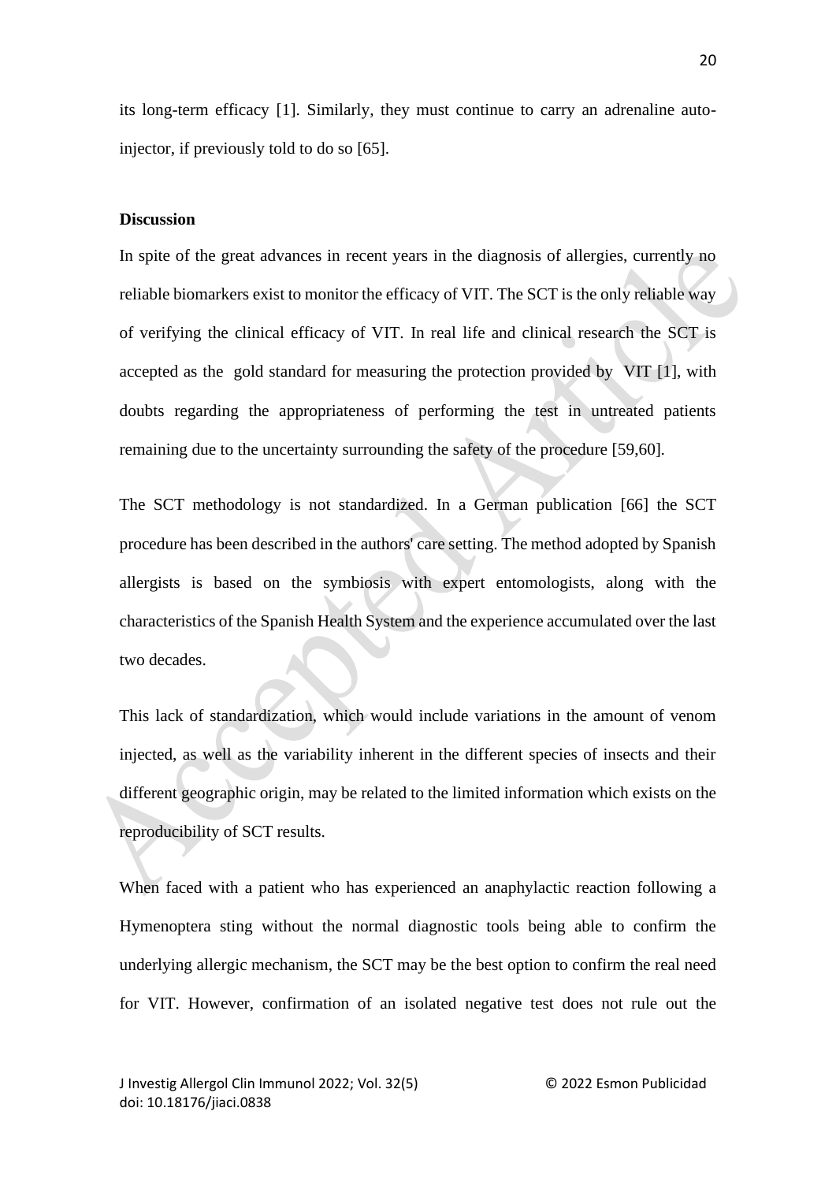its long-term efficacy [1]. Similarly, they must continue to carry an adrenaline auto-injector, if previously told to do so [65].

## Discussion

In spite of the great advances in recent years in the diagnosis of allergies, currently no reliable biomarkers exist to monitor the efficacy of VIT. The SCT is the only reliable way of verifying the clinical efficacy of VIT. In real life and clinical research the SCT is accepted as the gold standard for measuring the protection provided by VIT [1], with doubts regarding the appropriateness of performing the test in untreated patients remaining due to the uncertainty surrounding the safety of the procedure [59,60].

The SCT methodology is not standardized. In a German publication [66] the SCT procedure has been described in the authors' care setting. The method adopted by Spanish allergists is based on the symbiosis with expert entomologists, along with the characteristics of the Spanish Health System and the experience accumulated over the last two decades.

This lack of standardization, which would include variations in the amount of venom injected, as well as the variability inherent in the different species of insects and their different geographic origin, may be related to the limited information which exists on the reproducibility of SCT results.

When faced with a patient who has experienced an anaphylactic reaction following a Hymenoptera sting without the normal diagnostic tools being able to confirm the underlying allergic mechanism, the SCT may be the best option to confirm the real need for VIT. However, confirmation of an isolated negative test does not rule out the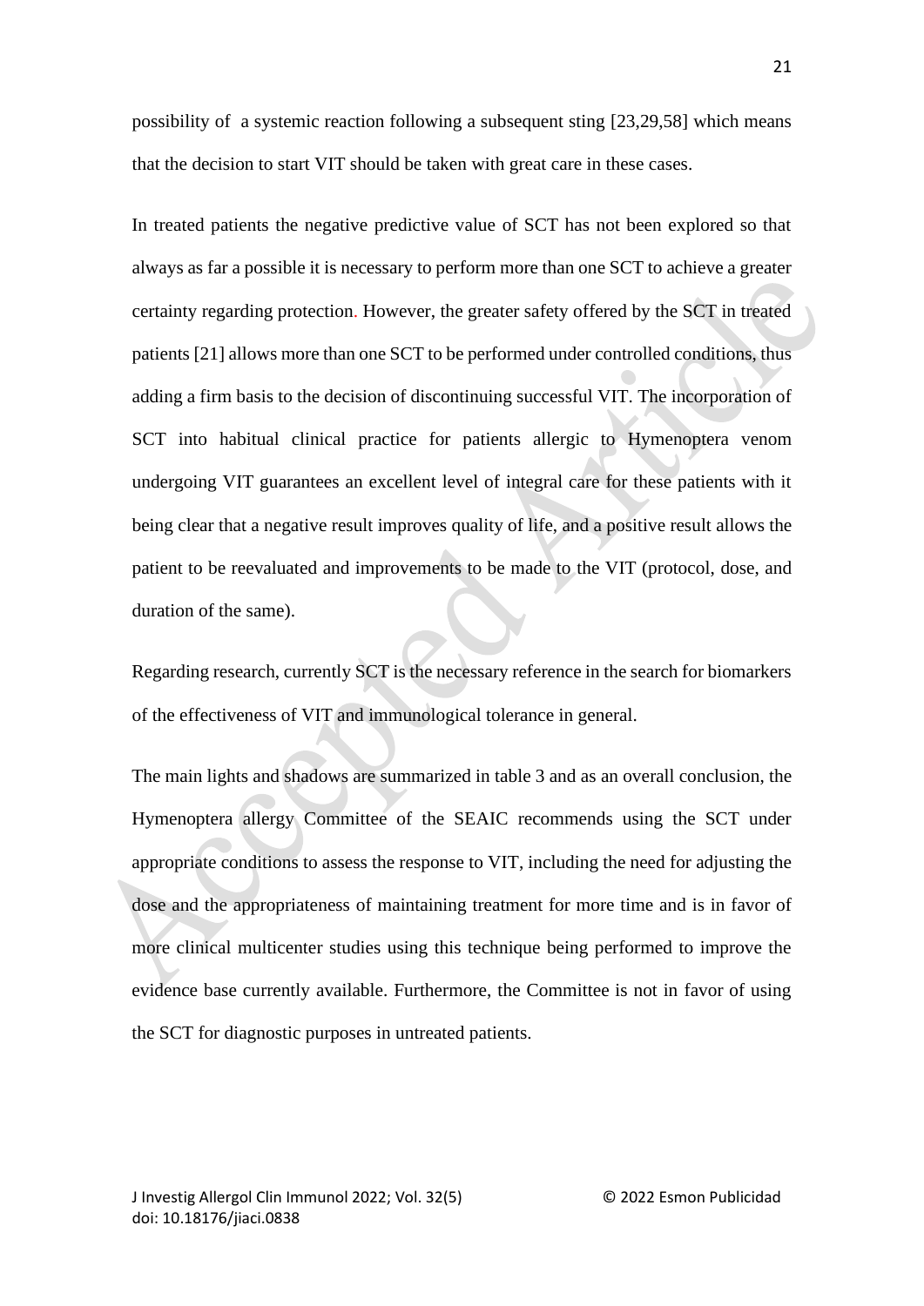possibility of a systemic reaction following a subsequent sting [23,29,58] which means that the decision to start VIT should be taken with great care in these cases.

In treated patients the negative predictive value of SCT has not been explored so that always as far a possible it is necessary to perform more than one SCT to achieve a greater certainty regarding protection. However, the greater safety offered by the SCT in treated patients [21] allows more than one SCT to be performed under controlled conditions, thus adding a firm basis to the decision of discontinuing successful VIT. The incorporation of SCT into habitual clinical practice for patients allergic to Hymenoptera venom undergoing VIT guarantees an excellent level of integral care for these patients with it being clear that a negative result improves quality of life, and a positive result allows the patient to be reevaluated and improvements to be made to the VIT (protocol, dose, and duration of the same).

Regarding research, currently SCT is the necessary reference in the search for biomarkers of the effectiveness of VIT and immunological tolerance in general.

The main lights and shadows are summarized in table 3 and as an overall conclusion, the Hymenoptera allergy Committee of the SEAIC recommends using the SCT under appropriate conditions to assess the response to VIT, including the need for adjusting the dose and the appropriateness of maintaining treatment for more time and is in favor of more clinical multicenter studies using this technique being performed to improve the evidence base currently available. Furthermore, the Committee is not in favor of using the SCT for diagnostic purposes in untreated patients.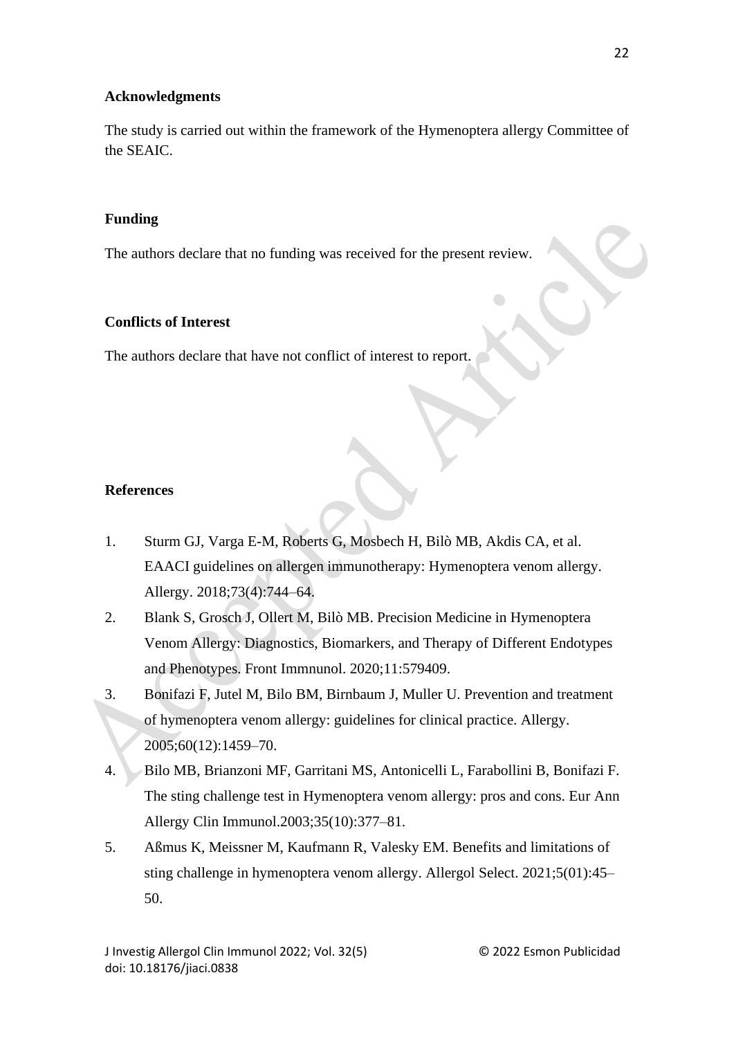**Acknowledgments**

The study is carried out within the framework of the Hymenoptera allergy Committee of the SEAIC.

**Funding**

The authors declare that no funding was received for the present review.

**Conflicts of Interest**

The authors declare that have not conflict of interest to report.

**References**

1. Sturm GJ, Varga E-M, Roberts G, Mosbech H, Bilò MB, Akdis CA, et al. EAACI guidelines on allergen immunotherapy: Hymenoptera venom allergy. Allergy. 2018;73(4):744–64.
2. Blank S, Grosch J, Ollert M, Bilò MB. Precision Medicine in Hymenoptera Venom Allergy: Diagnostics, Biomarkers, and Therapy of Different Endotypes and Phenotypes. Front Immnunol. 2020;11:579409.
3. Bonifazi F, Jutel M, Bilo BM, Birnbaum J, Muller U. Prevention and treatment of hymenoptera venom allergy: guidelines for clinical practice. Allergy. 2005;60(12):1459–70.
4. Bilo MB, Brianzoni MF, Garritani MS, Antonicelli L, Farabollini B, Bonifazi F. The sting challenge test in Hymenoptera venom allergy: pros and cons. Eur Ann Allergy Clin Immunol.2003;35(10):377–81.
5. Aßmus K, Meissner M, Kaufmann R, Valesky EM. Benefits and limitations of sting challenge in hymenoptera venom allergy. Allergol Select. 2021;5(01):45–50.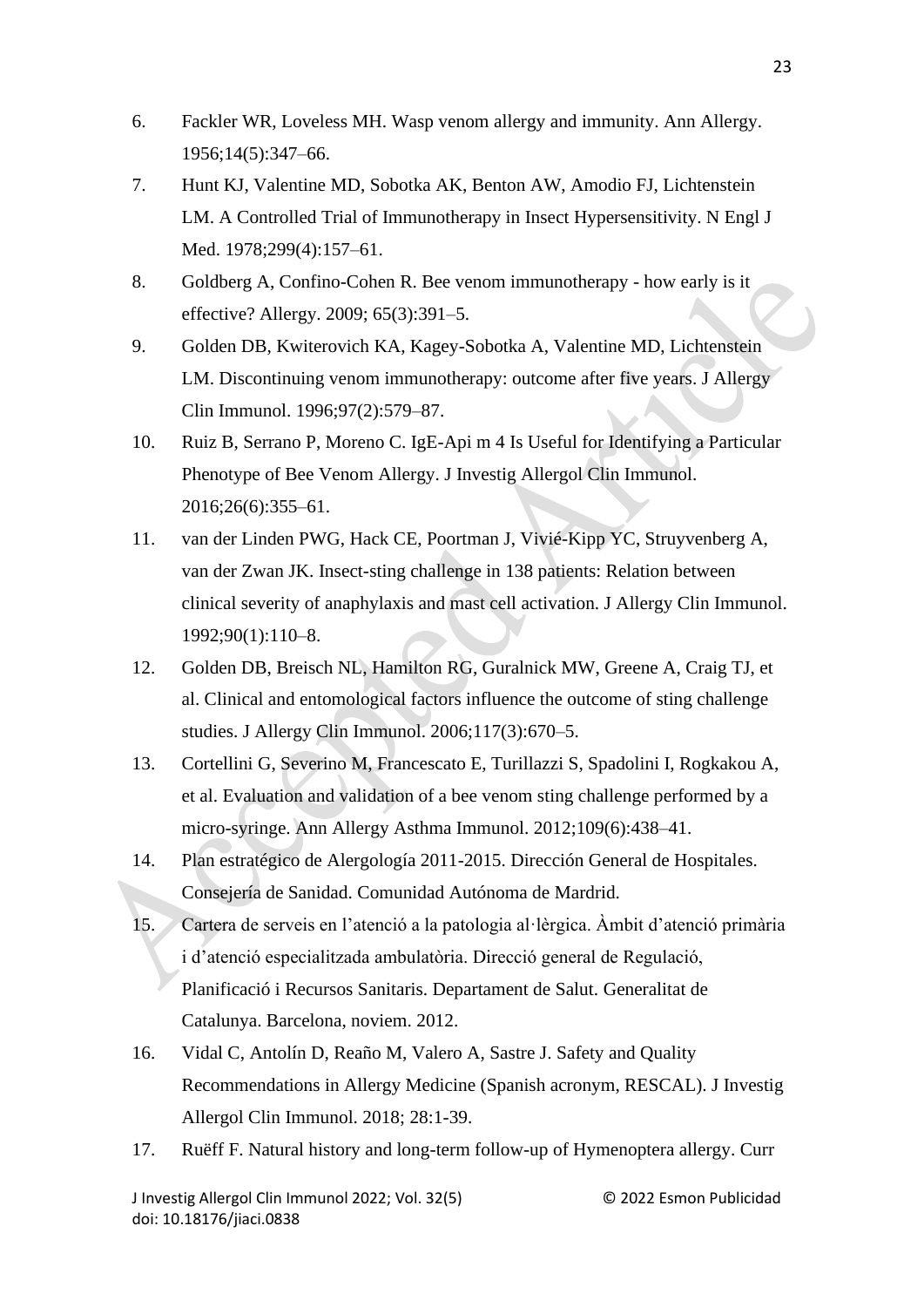6. Fackler WR, Loveless MH. Wasp venom allergy and immunity. Ann Allergy. 1956;14(5):347–66.
7. Hunt KJ, Valentine MD, Sobotka AK, Benton AW, Amodio FJ, Lichtenstein LM. A Controlled Trial of Immunotherapy in Insect Hypersensitivity. N Engl J Med. 1978;299(4):157–61.
8. Goldberg A, Confino-Cohen R. Bee venom immunotherapy - how early is it effective? Allergy. 2009; 65(3):391–5.
9. Golden DB, Kwiterovich KA, Kagey-Sobotka A, Valentine MD, Lichtenstein LM. Discontinuing venom immunotherapy: outcome after five years. J Allergy Clin Immunol. 1996;97(2):579–87.
10. Ruiz B, Serrano P, Moreno C. IgE-Api m 4 Is Useful for Identifying a Particular Phenotype of Bee Venom Allergy. J Investig Allergol Clin Immunol. 2016;26(6):355–61.
11. van der Linden PWG, Hack CE, Poortman J, Vivié-Kipp YC, Struyvenberg A, van der Zwan JK. Insect-sting challenge in 138 patients: Relation between clinical severity of anaphylaxis and mast cell activation. J Allergy Clin Immunol. 1992;90(1):110–8.
12. Golden DB, Breisch NL, Hamilton RG, Guralnick MW, Greene A, Craig TJ, et al. Clinical and entomological factors influence the outcome of sting challenge studies. J Allergy Clin Immunol. 2006;117(3):670–5.
13. Cortellini G, Severino M, Francescato E, Turillazzi S, Spadolini I, Rogkakou A, et al. Evaluation and validation of a bee venom sting challenge performed by a micro-syringe. Ann Allergy Asthma Immunol. 2012;109(6):438–41.
14. Plan estratégico de Alergología 2011-2015. Dirección General de Hospitales. Consejería de Sanidad. Comunidad Autónoma de Mardrid.
15. Cartera de serveis en l'atenció a la patologia al·lèrgica. Àmbit d'atenció primària i d'atenció especialitzada ambulatòria. Direcció general de Regulació, Planificació i Recursos Sanitaris. Departament de Salut. Generalitat de Catalunya. Barcelona, noviem. 2012.
16. Vidal C, Antolín D, Reaño M, Valero A, Sastre J. Safety and Quality Recommendations in Allergy Medicine (Spanish acronym, RESCAL). J Investig Allergol Clin Immunol. 2018; 28:1-39.
17. Ruëff F. Natural history and long-term follow-up of Hymenoptera allergy. Curr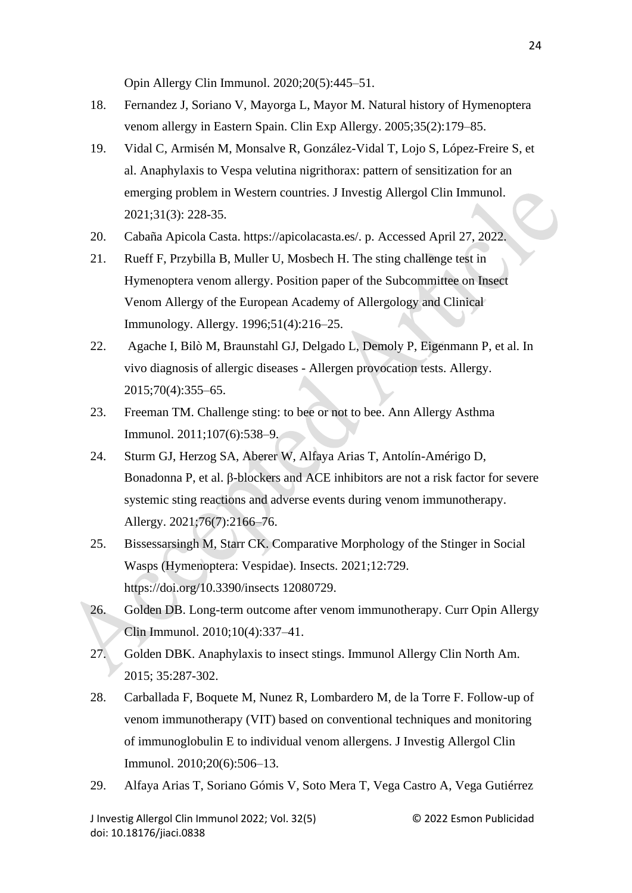Opin Allergy Clin Immunol. 2020;20(5):445–51.

18. Fernandez J, Soriano V, Mayorga L, Mayor M. Natural history of Hymenoptera venom allergy in Eastern Spain. Clin Exp Allergy. 2005;35(2):179–85.
19. Vidal C, Armisén M, Monsalve R, González-Vidal T, Lojo S, López-Freire S, et al. Anaphylaxis to Vespa velutina nigrithorax: pattern of sensitization for an emerging problem in Western countries. J Investig Allergol Clin Immunol. 2021;31(3): 228-35.
20. Cabaña Apicola Casta. https://apicolacasta.es/. p. Accessed April 27, 2022.
21. Rueff F, Przybilla B, Muller U, Mosbech H. The sting challenge test in Hymenoptera venom allergy. Position paper of the Subcommittee on Insect Venom Allergy of the European Academy of Allergology and Clinical Immunology. Allergy. 1996;51(4):216–25.
22. Agache I, Bilò M, Braunstahl GJ, Delgado L, Demoly P, Eigenmann P, et al. In vivo diagnosis of allergic diseases - Allergen provocation tests. Allergy. 2015;70(4):355–65.
23. Freeman TM. Challenge sting: to bee or not to bee. Ann Allergy Asthma Immunol. 2011;107(6):538–9.
24. Sturm GJ, Herzog SA, Aberer W, Alfaya Arias T, Antolín-Amérigo D, Bonadonna P, et al. β-blockers and ACE inhibitors are not a risk factor for severe systemic sting reactions and adverse events during venom immunotherapy. Allergy. 2021;76(7):2166–76.
25. Bissessarsingh M, Starr CK. Comparative Morphology of the Stinger in Social Wasps (Hymenoptera: Vespidae). Insects. 2021;12:729. https://doi.org/10.3390/insects 12080729.
26. Golden DB. Long-term outcome after venom immunotherapy. Curr Opin Allergy Clin Immunol. 2010;10(4):337–41.
27. Golden DBK. Anaphylaxis to insect stings. Immunol Allergy Clin North Am. 2015; 35:287-302.
28. Carballada F, Boquete M, Nunez R, Lombardero M, de la Torre F. Follow-up of venom immunotherapy (VIT) based on conventional techniques and monitoring of immunoglobulin E to individual venom allergens. J Investig Allergol Clin Immunol. 2010;20(6):506–13.
29. Alfaya Arias T, Soriano Gómis V, Soto Mera T, Vega Castro A, Vega Gutiérrez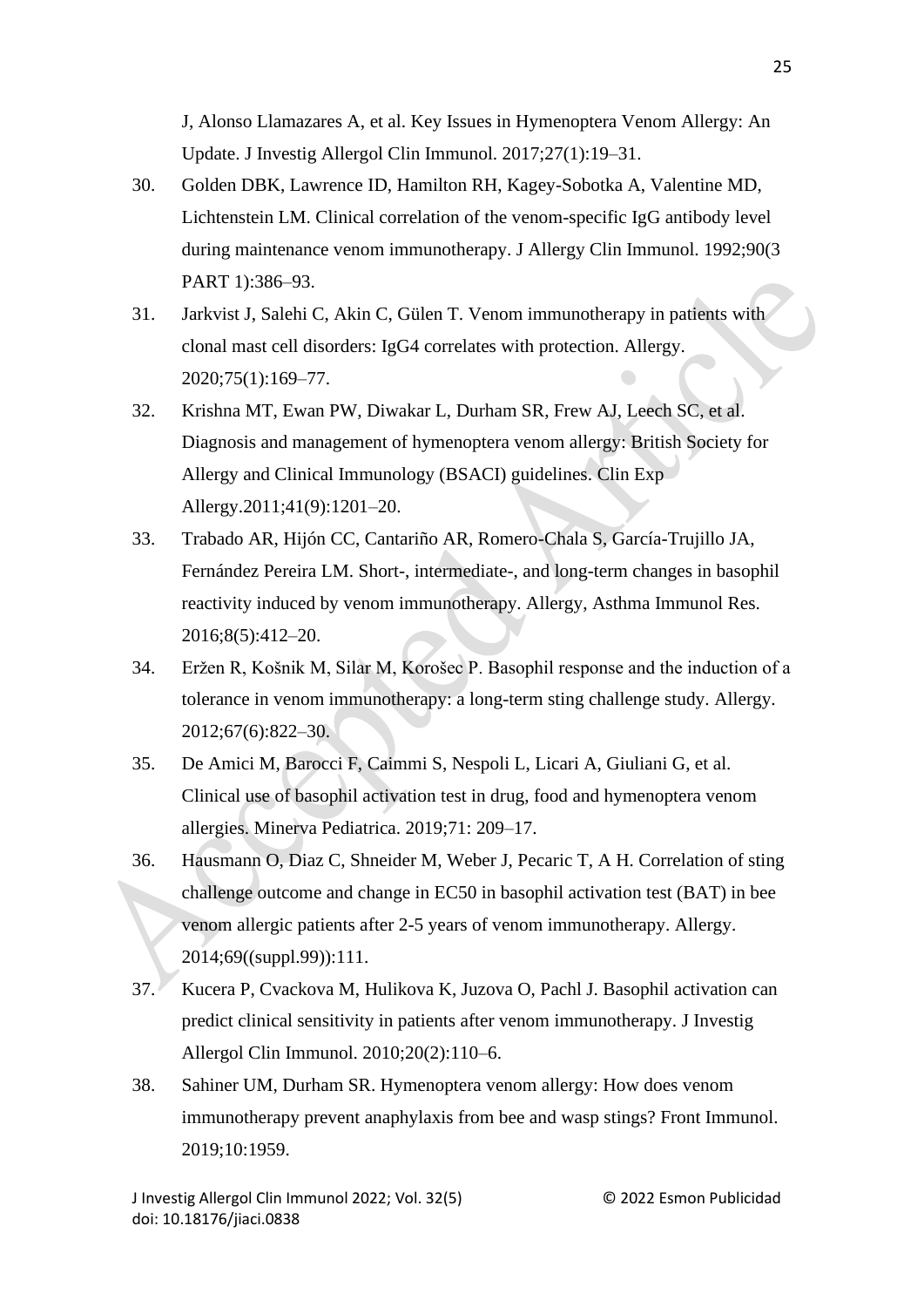J, Alonso Llamazares A, et al. Key Issues in Hymenoptera Venom Allergy: An Update. J Investig Allergol Clin Immunol. 2017;27(1):19–31.

30. Golden DBK, Lawrence ID, Hamilton RH, Kagey-Sobotka A, Valentine MD, Lichtenstein LM. Clinical correlation of the venom-specific IgG antibody level during maintenance venom immunotherapy. J Allergy Clin Immunol. 1992;90(3 PART 1):386–93.

31. Jarkvist J, Salehi C, Akin C, Gülen T. Venom immunotherapy in patients with clonal mast cell disorders: IgG4 correlates with protection. Allergy. 2020;75(1):169–77.

32. Krishna MT, Ewan PW, Diwakar L, Durham SR, Frew AJ, Leech SC, et al. Diagnosis and management of hymenoptera venom allergy: British Society for Allergy and Clinical Immunology (BSACI) guidelines. Clin Exp Allergy.2011;41(9):1201–20.

33. Trabado AR, Hijón CC, Cantariño AR, Romero-Chala S, García-Trujillo JA, Fernández Pereira LM. Short-, intermediate-, and long-term changes in basophil reactivity induced by venom immunotherapy. Allergy, Asthma Immunol Res. 2016;8(5):412–20.

34. Eržen R, Košnik M, Silar M, Korošec P. Basophil response and the induction of a tolerance in venom immunotherapy: a long-term sting challenge study. Allergy. 2012;67(6):822–30.

35. De Amici M, Barocci F, Caimmi S, Nespoli L, Licari A, Giuliani G, et al. Clinical use of basophil activation test in drug, food and hymenoptera venom allergies. Minerva Pediatrica. 2019;71: 209–17.

36. Hausmann O, Diaz C, Shneider M, Weber J, Pecaric T, A H. Correlation of sting challenge outcome and change in EC50 in basophil activation test (BAT) in bee venom allergic patients after 2-5 years of venom immunotherapy. Allergy. 2014;69((suppl.99)):111.

37. Kucera P, Cvackova M, Hulikova K, Juzova O, Pachl J. Basophil activation can predict clinical sensitivity in patients after venom immunotherapy. J Investig Allergol Clin Immunol. 2010;20(2):110–6.

38. Sahiner UM, Durham SR. Hymenoptera venom allergy: How does venom immunotherapy prevent anaphylaxis from bee and wasp stings? Front Immunol. 2019;10:1959.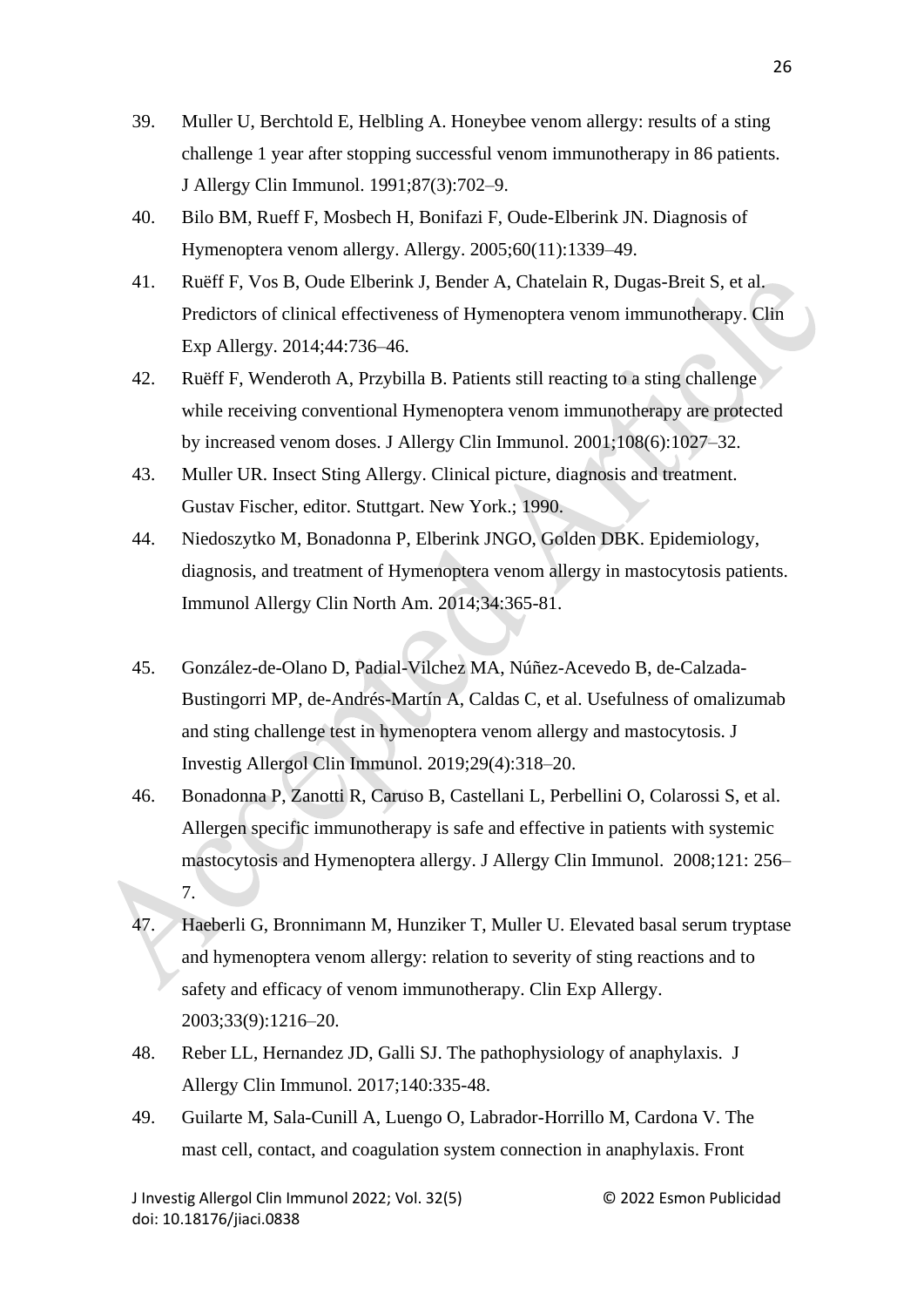39. Muller U, Berchtold E, Helbling A. Honeybee venom allergy: results of a sting challenge 1 year after stopping successful venom immunotherapy in 86 patients. J Allergy Clin Immunol. 1991;87(3):702–9.
40. Bilo BM, Rueff F, Mosbech H, Bonifazi F, Oude-Elberink JN. Diagnosis of Hymenoptera venom allergy. Allergy. 2005;60(11):1339–49.
41. Ruëff F, Vos B, Oude Elberink J, Bender A, Chatelain R, Dugas-Breit S, et al. Predictors of clinical effectiveness of Hymenoptera venom immunotherapy. Clin Exp Allergy. 2014;44:736–46.
42. Ruëff F, Wenderoth A, Przybilla B. Patients still reacting to a sting challenge while receiving conventional Hymenoptera venom immunotherapy are protected by increased venom doses. J Allergy Clin Immunol. 2001;108(6):1027–32.
43. Muller UR. Insect Sting Allergy. Clinical picture, diagnosis and treatment. Gustav Fischer, editor. Stuttgart. New York.; 1990.
44. Niedoszytko M, Bonadonna P, Elberink JNGO, Golden DBK. Epidemiology, diagnosis, and treatment of Hymenoptera venom allergy in mastocytosis patients. Immunol Allergy Clin North Am. 2014;34:365-81.
45. González-de-Olano D, Padial-Vilchez MA, Núñez-Acevedo B, de-Calzada-Bustingorri MP, de-Andrés-Martín A, Caldas C, et al. Usefulness of omalizumab and sting challenge test in hymenoptera venom allergy and mastocytosis. J Investig Allergol Clin Immunol. 2019;29(4):318–20.
46. Bonadonna P, Zanotti R, Caruso B, Castellani L, Perbellini O, Colarossi S, et al. Allergen specific immunotherapy is safe and effective in patients with systemic mastocytosis and Hymenoptera allergy. J Allergy Clin Immunol. 2008;121: 256–7.
47. Haeberli G, Bronnimann M, Hunziker T, Muller U. Elevated basal serum tryptase and hymenoptera venom allergy: relation to severity of sting reactions and to safety and efficacy of venom immunotherapy. Clin Exp Allergy. 2003;33(9):1216–20.
48. Reber LL, Hernandez JD, Galli SJ. The pathophysiology of anaphylaxis. J Allergy Clin Immunol. 2017;140:335-48.
49. Guilarte M, Sala-Cunill A, Luengo O, Labrador-Horrillo M, Cardona V. The mast cell, contact, and coagulation system connection in anaphylaxis. Front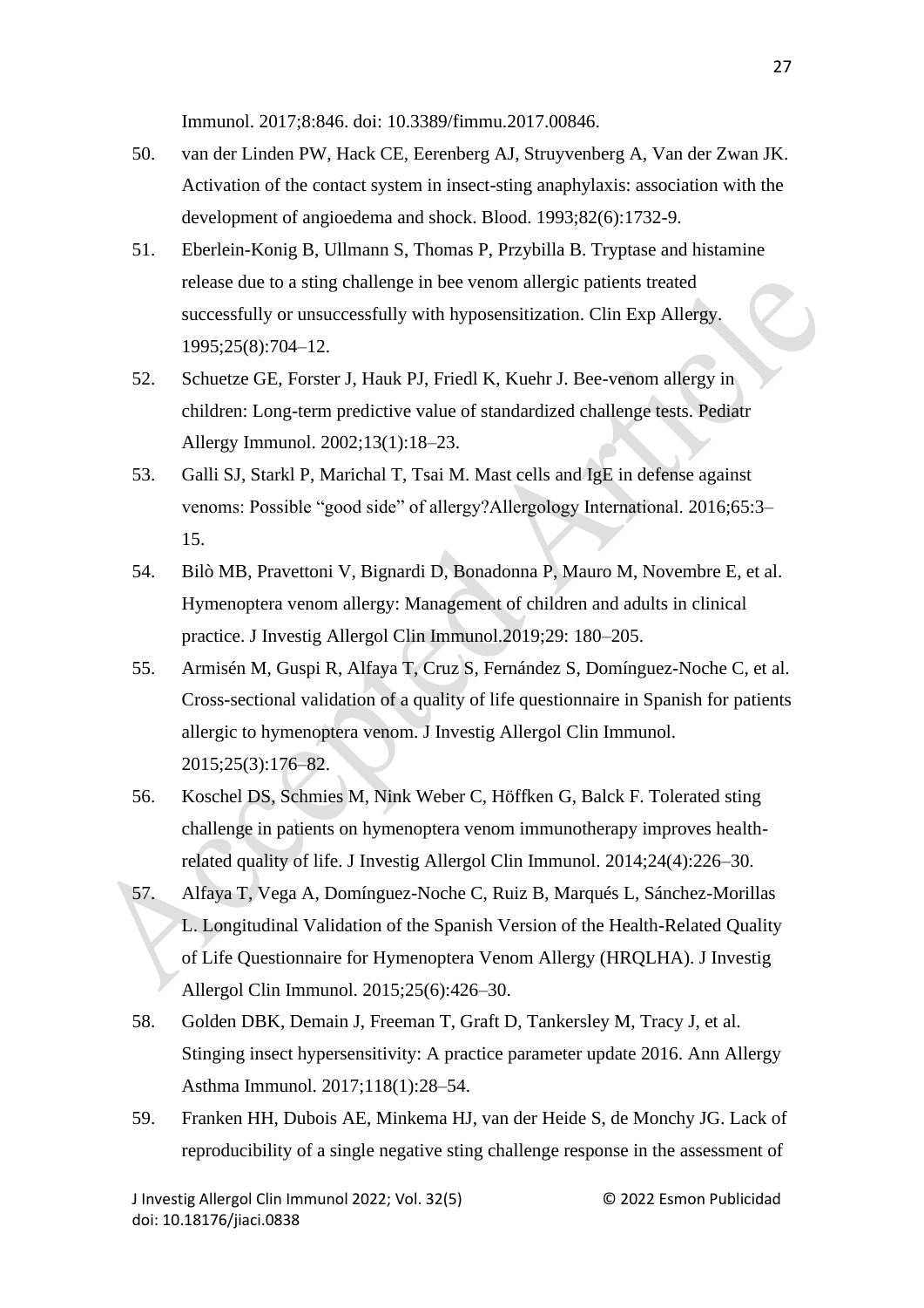Immunol. 2017;8:846. doi: 10.3389/fimmu.2017.00846.

50. van der Linden PW, Hack CE, Eerenberg AJ, Struyvenberg A, Van der Zwan JK. Activation of the contact system in insect-sting anaphylaxis: association with the development of angioedema and shock. Blood. 1993;82(6):1732-9.

51. Eberlein-Konig B, Ullmann S, Thomas P, Przybilla B. Tryptase and histamine release due to a sting challenge in bee venom allergic patients treated successfully or unsuccessfully with hyposensitization. Clin Exp Allergy. 1995;25(8):704–12.

52. Schuetze GE, Forster J, Hauk PJ, Friedl K, Kuehr J. Bee-venom allergy in children: Long-term predictive value of standardized challenge tests. Pediatr Allergy Immunol. 2002;13(1):18–23.

53. Galli SJ, Starkl P, Marichal T, Tsai M. Mast cells and IgE in defense against venoms: Possible "good side" of allergy?Allergology International. 2016;65:3–15.

54. Bilò MB, Pravettoni V, Bignardi D, Bonadonna P, Mauro M, Novembre E, et al. Hymenoptera venom allergy: Management of children and adults in clinical practice. J Investig Allergol Clin Immunol.2019;29: 180–205.

55. Armisén M, Guspi R, Alfaya T, Cruz S, Fernández S, Domínguez-Noche C, et al. Cross-sectional validation of a quality of life questionnaire in Spanish for patients allergic to hymenoptera venom. J Investig Allergol Clin Immunol. 2015;25(3):176–82.

56. Koschel DS, Schmies M, Nink Weber C, Höffken G, Balck F. Tolerated sting challenge in patients on hymenoptera venom immunotherapy improves health-related quality of life. J Investig Allergol Clin Immunol. 2014;24(4):226–30.

57. Alfaya T, Vega A, Domínguez-Noche C, Ruiz B, Marqués L, Sánchez-Morillas L. Longitudinal Validation of the Spanish Version of the Health-Related Quality of Life Questionnaire for Hymenoptera Venom Allergy (HRQLHA). J Investig Allergol Clin Immunol. 2015;25(6):426–30.

58. Golden DBK, Demain J, Freeman T, Graft D, Tankersley M, Tracy J, et al. Stinging insect hypersensitivity: A practice parameter update 2016. Ann Allergy Asthma Immunol. 2017;118(1):28–54.

59. Franken HH, Dubois AE, Minkema HJ, van der Heide S, de Monchy JG. Lack of reproducibility of a single negative sting challenge response in the assessment of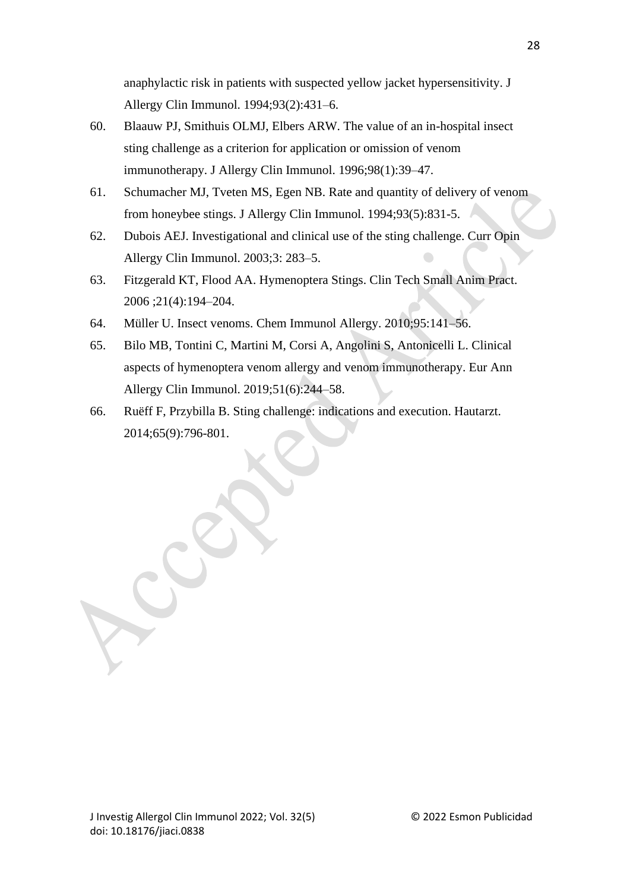anaphylactic risk in patients with suspected yellow jacket hypersensitivity. J Allergy Clin Immunol. 1994;93(2):431–6.

60. Blaauw PJ, Smithuis OLMJ, Elbers ARW. The value of an in-hospital insect sting challenge as a criterion for application or omission of venom immunotherapy. J Allergy Clin Immunol. 1996;98(1):39–47.
61. Schumacher MJ, Tveten MS, Egen NB. Rate and quantity of delivery of venom from honeybee stings. J Allergy Clin Immunol. 1994;93(5):831-5.
62. Dubois AEJ. Investigational and clinical use of the sting challenge. Curr Opin Allergy Clin Immunol. 2003;3: 283–5.
63. Fitzgerald KT, Flood AA. Hymenoptera Stings. Clin Tech Small Anim Pract. 2006 ;21(4):194–204.
64. Müller U. Insect venoms. Chem Immunol Allergy. 2010;95:141–56.
65. Bilo MB, Tontini C, Martini M, Corsi A, Angolini S, Antonicelli L. Clinical aspects of hymenoptera venom allergy and venom immunotherapy. Eur Ann Allergy Clin Immunol. 2019;51(6):244–58.
66. Ruëff F, Przybilla B. Sting challenge: indications and execution. Hautarzt. 2014;65(9):796-801.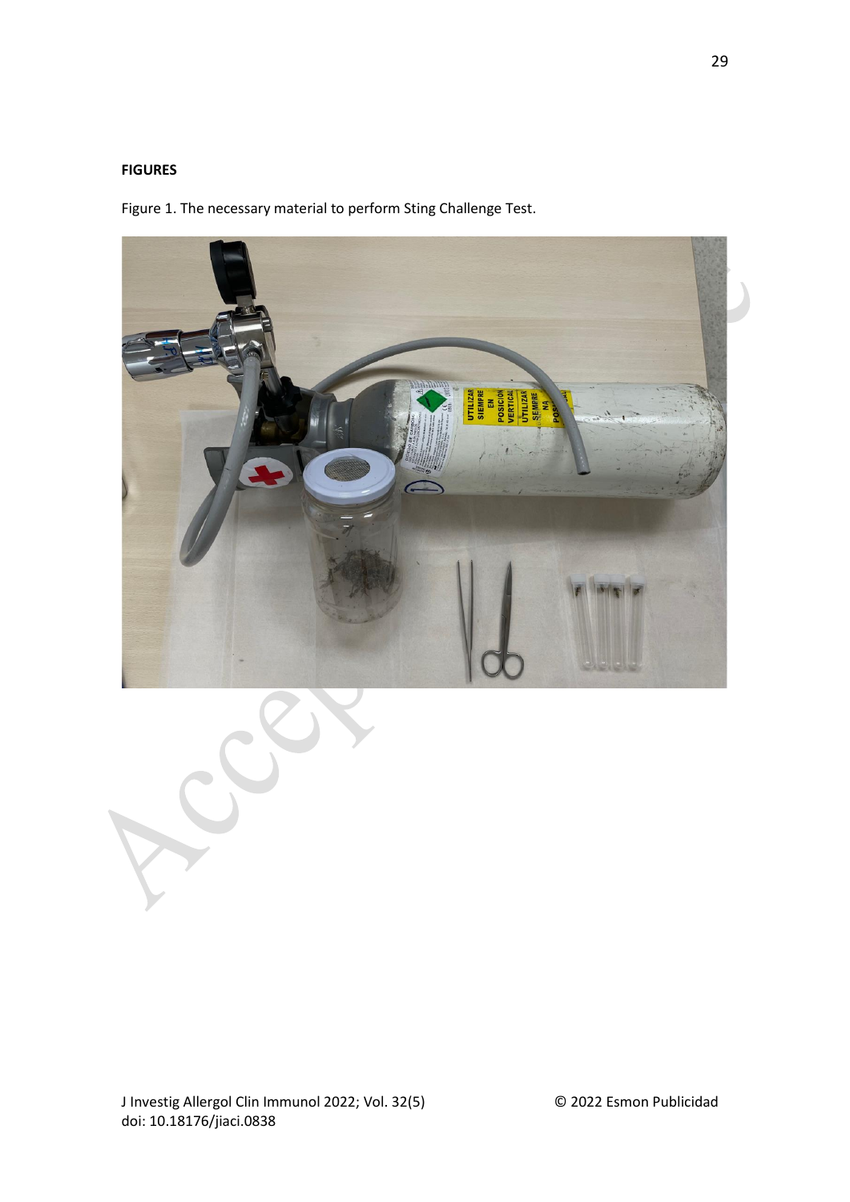**FIGURES**

Figure 1. The necessary material to perform Sting Challenge Test.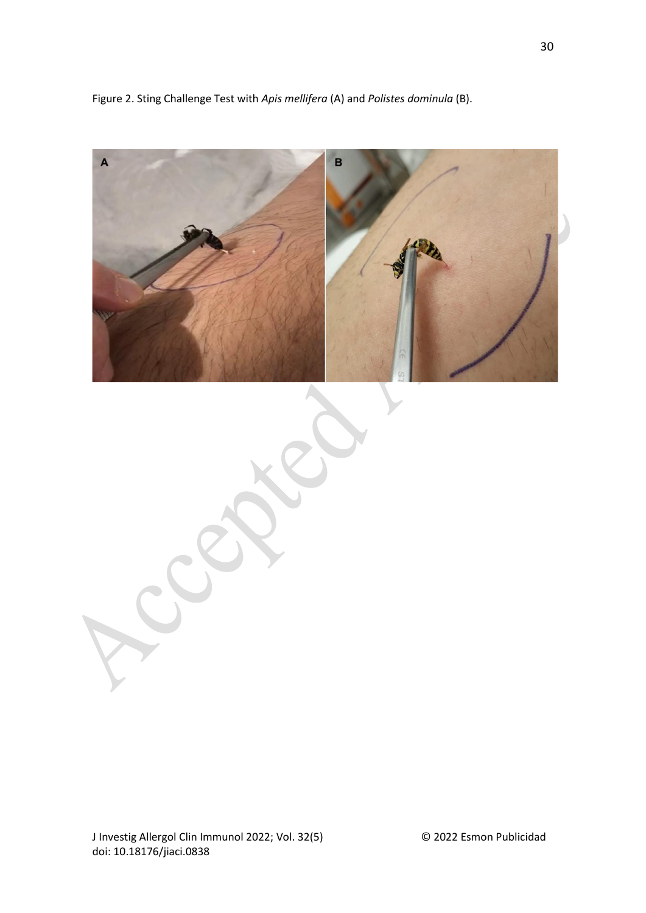Figure 2. Sting Challenge Test with *Apis mellifera* (A) and *Polistes dominula* (B).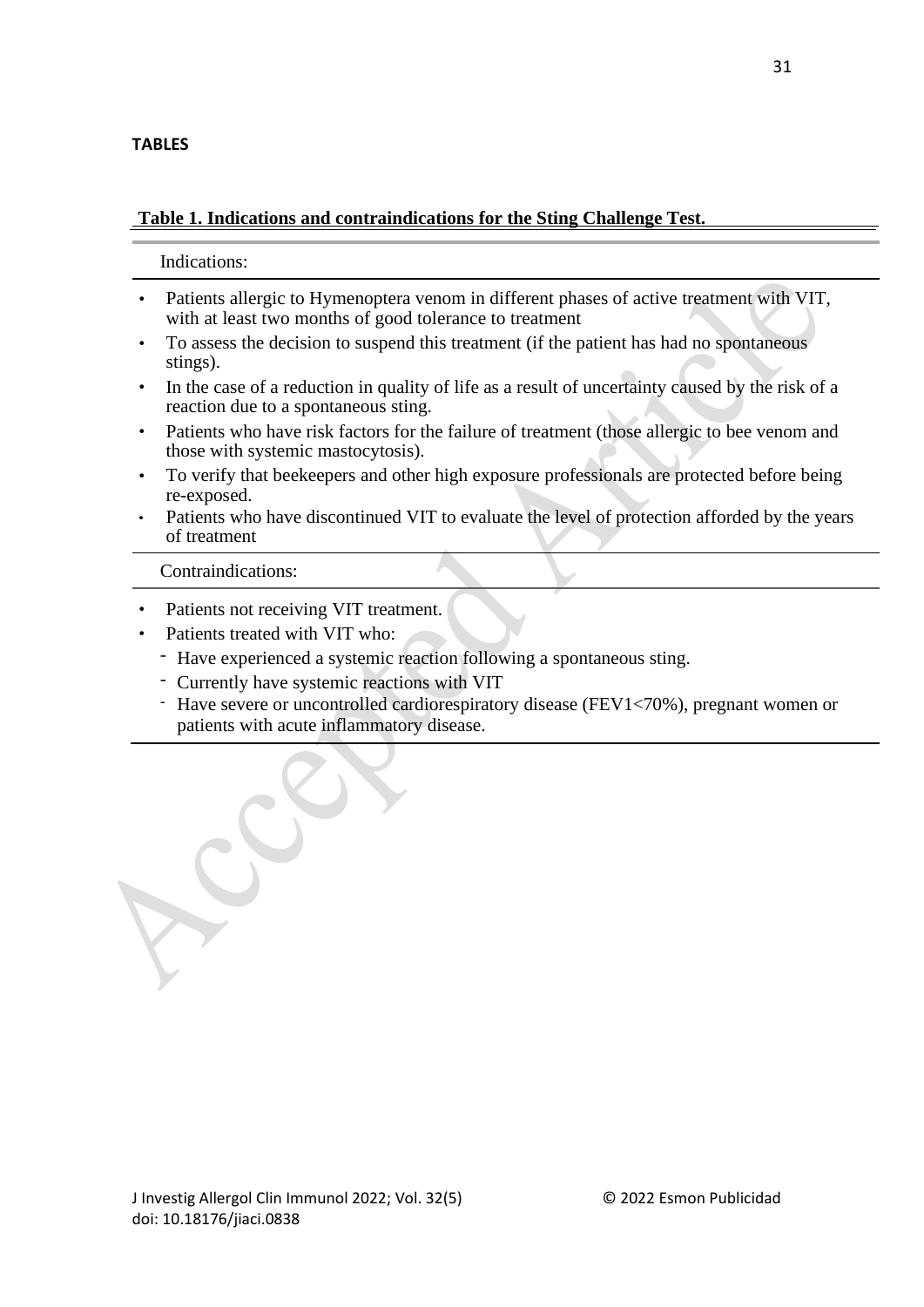## TABLES

**Table 1. Indications and contraindications for the Sting Challenge Test.**

Indications:

- Patients allergic to Hymenoptera venom in different phases of active treatment with VIT, with at least two months of good tolerance to treatment
- To assess the decision to suspend this treatment (if the patient has had no spontaneous stings).
- In the case of a reduction in quality of life as a result of uncertainty caused by the risk of a reaction due to a spontaneous sting.
- Patients who have risk factors for the failure of treatment (those allergic to bee venom and those with systemic mastocytosis).
- To verify that beekeepers and other high exposure professionals are protected before being re-exposed.
- Patients who have discontinued VIT to evaluate the level of protection afforded by the years of treatment

Contraindications:

- Patients not receiving VIT treatment.
- Patients treated with VIT who:
  - Have experienced a systemic reaction following a spontaneous sting.
  - Currently have systemic reactions with VIT
  - Have severe or uncontrolled cardiorespiratory disease (FEV1<70%), pregnant women or patients with acute inflammatory disease.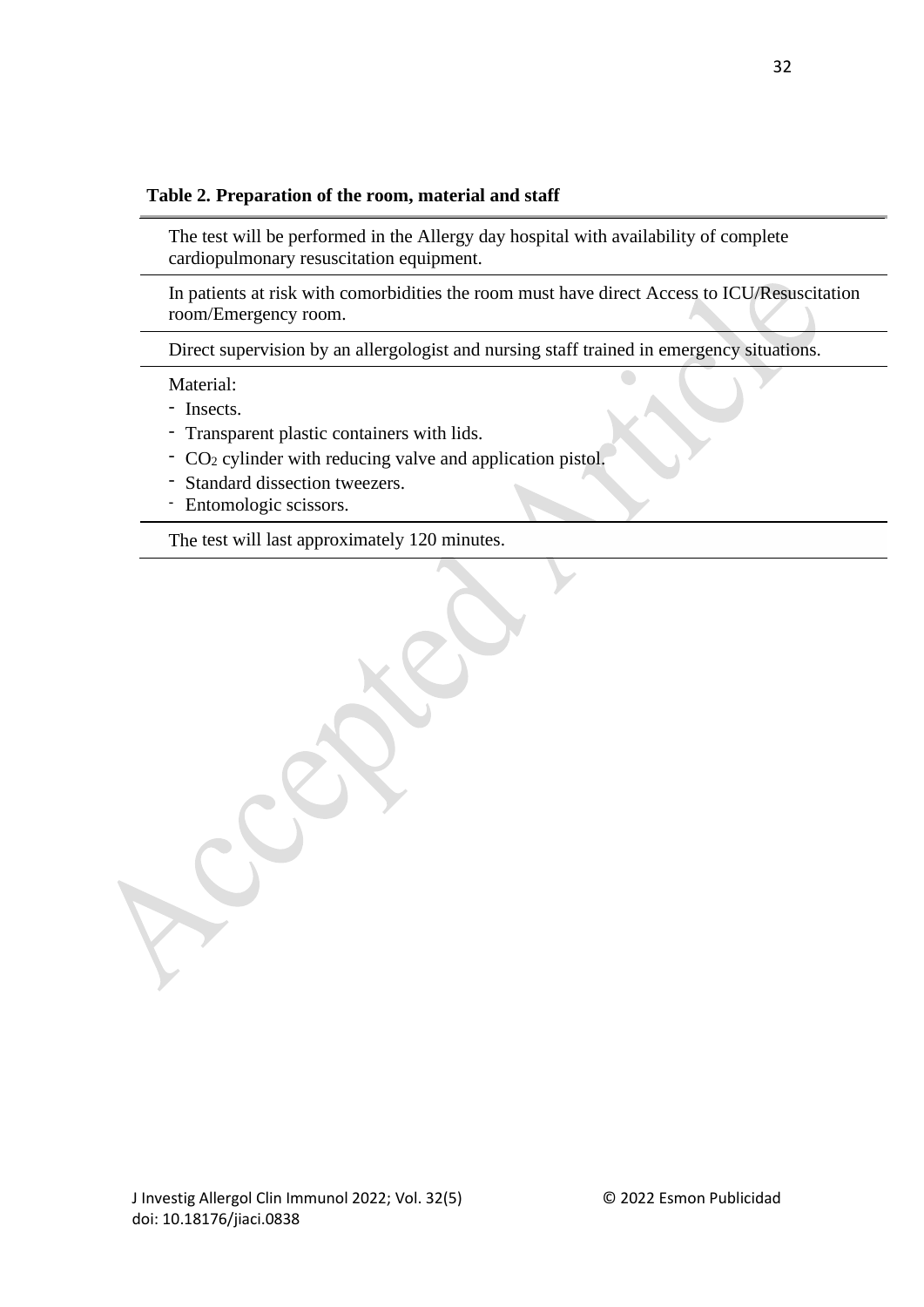**Table 2. Preparation of the room, material and staff**

| |
|---|
| The test will be performed in the Allergy day hospital with availability of complete cardiopulmonary resuscitation equipment. |
| In patients at risk with comorbidities the room must have direct Access to ICU/Resuscitation room/Emergency room. |
| Direct supervision by an allergologist and nursing staff trained in emergency situations. |
| Material:<br>- Insects.<br>- Transparent plastic containers with lids.<br>- $CO_2$ cylinder with reducing valve and application pistol.<br>- Standard dissection tweezers.<br>- Entomologic scissors. |
| The test will last approximately 120 minutes. |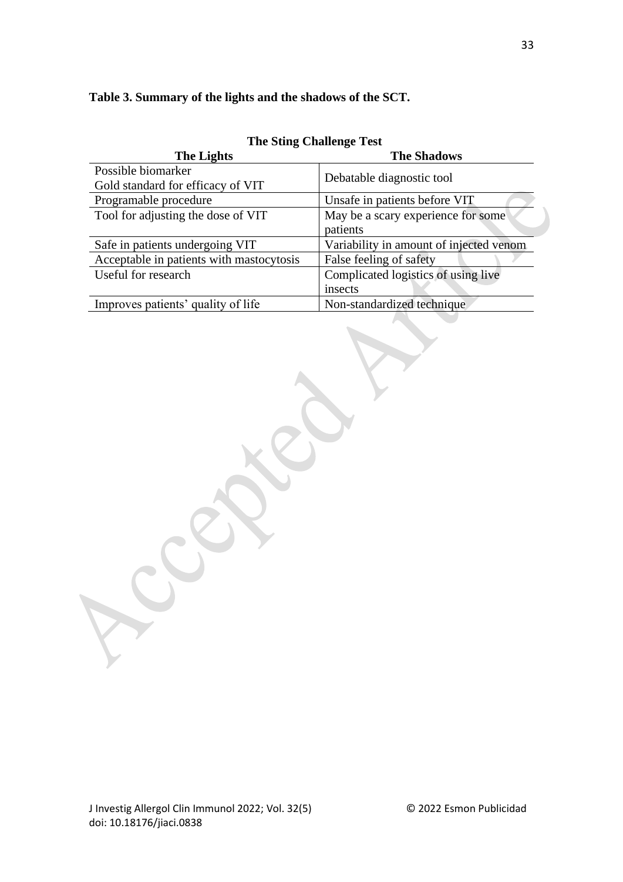**Table 3. Summary of the lights and the shadows of the SCT.**

| The Sting Challenge Test | |
|---|---|
| **The Lights** | **The Shadows** |
| Possible biomarker<br>Gold standard for efficacy of VIT | Debatable diagnostic tool |
| Programable procedure | Unsafe in patients before VIT |
| Tool for adjusting the dose of VIT | May be a scary experience for some patients |
| Safe in patients undergoing VIT | Variability in amount of injected venom |
| Acceptable in patients with mastocytosis | False feeling of safety |
| Useful for research | Complicated logistics of using live insects |
| Improves patients' quality of life | Non-standardized technique |